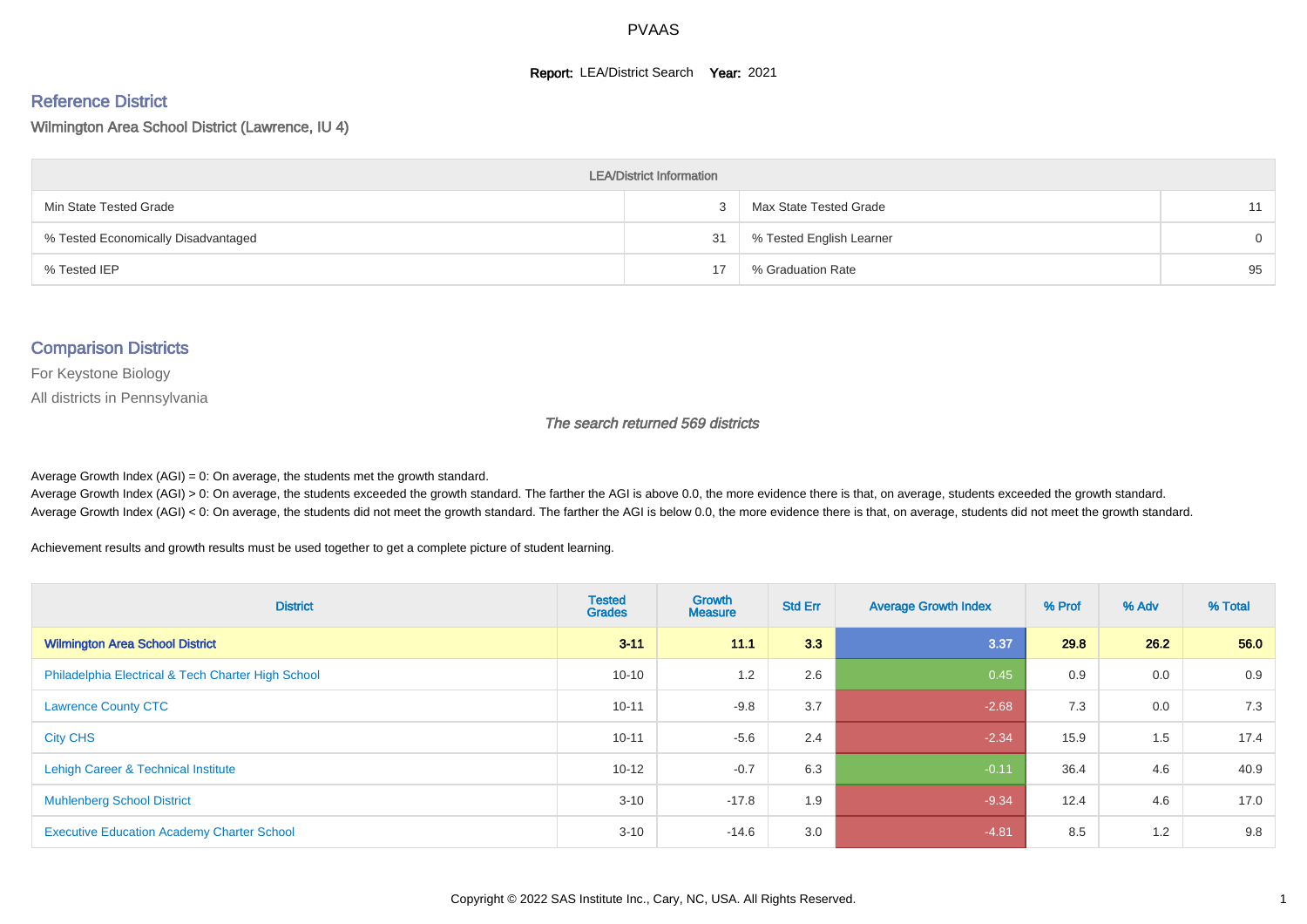# PVAAS

**Report:** LEA/District Search **Year:** 2021

## Reference District

Wilmington Area School District (Lawrence, IU 4)

| LEA/District Information | | | |
|---|---|---|---|
| Min State Tested Grade | 3 | Max State Tested Grade | 11 |
| % Tested Economically Disadvantaged | 31 | % Tested English Learner | 0 |
| % Tested IEP | 17 | % Graduation Rate | 95 |

## Comparison Districts

For Keystone Biology

All districts in Pennsylvania

*The search returned 569 districts*

Average Growth Index (AGI) = 0: On average, the students met the growth standard.
Average Growth Index (AGI) > 0: On average, the students exceeded the growth standard. The farther the AGI is above 0.0, the more evidence there is that, on average, students exceeded the growth standard.
Average Growth Index (AGI) < 0: On average, the students did not meet the growth standard. The farther the AGI is below 0.0, the more evidence there is that, on average, students did not meet the growth standard.

Achievement results and growth results must be used together to get a complete picture of student learning.

| District | Tested Grades | Growth Measure | Std Err | Average Growth Index | % Prof | % Adv | % Total |
|---|---|---|---|---|---|---|---|
| **Wilmington Area School District** | **3-11** | **11.1** | **3.3** | **3.37** | **29.8** | **26.2** | **56.0** |
| Philadelphia Electrical & Tech Charter High School | 10-10 | 1.2 | 2.6 | 0.45 | 0.9 | 0.0 | 0.9 |
| Lawrence County CTC | 10-11 | -9.8 | 3.7 | -2.68 | 7.3 | 0.0 | 7.3 |
| City CHS | 10-11 | -5.6 | 2.4 | -2.34 | 15.9 | 1.5 | 17.4 |
| Lehigh Career & Technical Institute | 10-12 | -0.7 | 6.3 | -0.11 | 36.4 | 4.6 | 40.9 |
| Muhlenberg School District | 3-10 | -17.8 | 1.9 | -9.34 | 12.4 | 4.6 | 17.0 |
| Executive Education Academy Charter School | 3-10 | -14.6 | 3.0 | -4.81 | 8.5 | 1.2 | 9.8 |

Copyright © 2022 SAS Institute Inc., Cary, NC, USA. All Rights Reserved.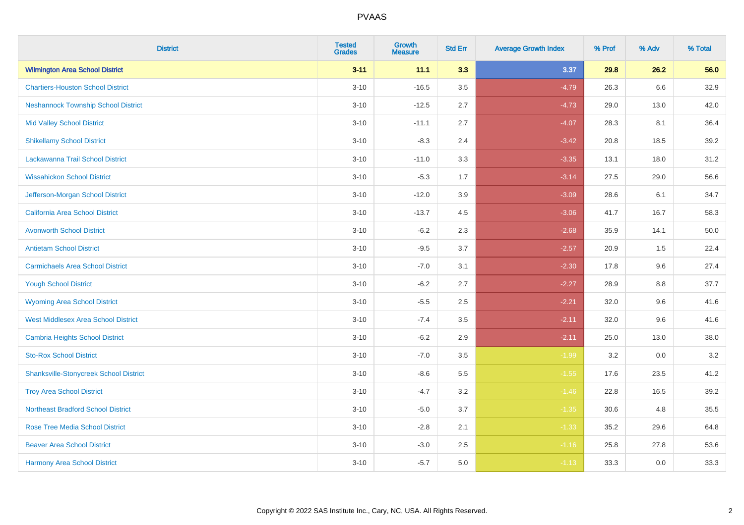| District | Tested Grades | Growth Measure | Std Err | Average Growth Index | % Prof | % Adv | % Total |
|---|---|---|---|---|---|---|---|
| **Wilmington Area School District** | **3-11** | **11.1** | **3.3** | **3.37** | **29.8** | **26.2** | **56.0** |
| Chartiers-Houston School District | 3-10 | -16.5 | 3.5 | -4.79 | 26.3 | 6.6 | 32.9 |
| Neshannock Township School District | 3-10 | -12.5 | 2.7 | -4.73 | 29.0 | 13.0 | 42.0 |
| Mid Valley School District | 3-10 | -11.1 | 2.7 | -4.07 | 28.3 | 8.1 | 36.4 |
| Shikellamy School District | 3-10 | -8.3 | 2.4 | -3.42 | 20.8 | 18.5 | 39.2 |
| Lackawanna Trail School District | 3-10 | -11.0 | 3.3 | -3.35 | 13.1 | 18.0 | 31.2 |
| Wissahickon School District | 3-10 | -5.3 | 1.7 | -3.14 | 27.5 | 29.0 | 56.6 |
| Jefferson-Morgan School District | 3-10 | -12.0 | 3.9 | -3.09 | 28.6 | 6.1 | 34.7 |
| California Area School District | 3-10 | -13.7 | 4.5 | -3.06 | 41.7 | 16.7 | 58.3 |
| Avonworth School District | 3-10 | -6.2 | 2.3 | -2.68 | 35.9 | 14.1 | 50.0 |
| Antietam School District | 3-10 | -9.5 | 3.7 | -2.57 | 20.9 | 1.5 | 22.4 |
| Carmichaels Area School District | 3-10 | -7.0 | 3.1 | -2.30 | 17.8 | 9.6 | 27.4 |
| Yough School District | 3-10 | -6.2 | 2.7 | -2.27 | 28.9 | 8.8 | 37.7 |
| Wyoming Area School District | 3-10 | -5.5 | 2.5 | -2.21 | 32.0 | 9.6 | 41.6 |
| West Middlesex Area School District | 3-10 | -7.4 | 3.5 | -2.11 | 32.0 | 9.6 | 41.6 |
| Cambria Heights School District | 3-10 | -6.2 | 2.9 | -2.11 | 25.0 | 13.0 | 38.0 |
| Sto-Rox School District | 3-10 | -7.0 | 3.5 | -1.99 | 3.2 | 0.0 | 3.2 |
| Shanksville-Stonycreek School District | 3-10 | -8.6 | 5.5 | -1.55 | 17.6 | 23.5 | 41.2 |
| Troy Area School District | 3-10 | -4.7 | 3.2 | -1.46 | 22.8 | 16.5 | 39.2 |
| Northeast Bradford School District | 3-10 | -5.0 | 3.7 | -1.35 | 30.6 | 4.8 | 35.5 |
| Rose Tree Media School District | 3-10 | -2.8 | 2.1 | -1.33 | 35.2 | 29.6 | 64.8 |
| Beaver Area School District | 3-10 | -3.0 | 2.5 | -1.16 | 25.8 | 27.8 | 53.6 |
| Harmony Area School District | 3-10 | -5.7 | 5.0 | -1.13 | 33.3 | 0.0 | 33.3 |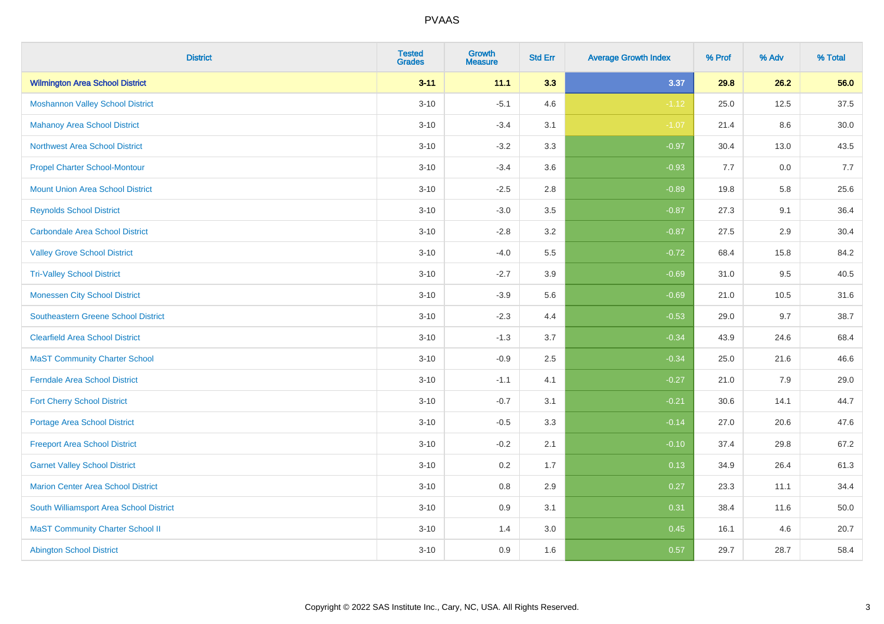# PVAAS

| District | Tested Grades | Growth Measure | Std Err | Average Growth Index | % Prof | % Adv | % Total |
|---|---|---|---|---|---|---|---|
| **Wilmington Area School District** | **3-11** | **11.1** | **3.3** | **3.37** | **29.8** | **26.2** | **56.0** |
| Moshannon Valley School District | 3-10 | -5.1 | 4.6 | -1.12 | 25.0 | 12.5 | 37.5 |
| Mahanoy Area School District | 3-10 | -3.4 | 3.1 | -1.07 | 21.4 | 8.6 | 30.0 |
| Northwest Area School District | 3-10 | -3.2 | 3.3 | -0.97 | 30.4 | 13.0 | 43.5 |
| Propel Charter School-Montour | 3-10 | -3.4 | 3.6 | -0.93 | 7.7 | 0.0 | 7.7 |
| Mount Union Area School District | 3-10 | -2.5 | 2.8 | -0.89 | 19.8 | 5.8 | 25.6 |
| Reynolds School District | 3-10 | -3.0 | 3.5 | -0.87 | 27.3 | 9.1 | 36.4 |
| Carbondale Area School District | 3-10 | -2.8 | 3.2 | -0.87 | 27.5 | 2.9 | 30.4 |
| Valley Grove School District | 3-10 | -4.0 | 5.5 | -0.72 | 68.4 | 15.8 | 84.2 |
| Tri-Valley School District | 3-10 | -2.7 | 3.9 | -0.69 | 31.0 | 9.5 | 40.5 |
| Monessen City School District | 3-10 | -3.9 | 5.6 | -0.69 | 21.0 | 10.5 | 31.6 |
| Southeastern Greene School District | 3-10 | -2.3 | 4.4 | -0.53 | 29.0 | 9.7 | 38.7 |
| Clearfield Area School District | 3-10 | -1.3 | 3.7 | -0.34 | 43.9 | 24.6 | 68.4 |
| MaST Community Charter School | 3-10 | -0.9 | 2.5 | -0.34 | 25.0 | 21.6 | 46.6 |
| Ferndale Area School District | 3-10 | -1.1 | 4.1 | -0.27 | 21.0 | 7.9 | 29.0 |
| Fort Cherry School District | 3-10 | -0.7 | 3.1 | -0.21 | 30.6 | 14.1 | 44.7 |
| Portage Area School District | 3-10 | -0.5 | 3.3 | -0.14 | 27.0 | 20.6 | 47.6 |
| Freeport Area School District | 3-10 | -0.2 | 2.1 | -0.10 | 37.4 | 29.8 | 67.2 |
| Garnet Valley School District | 3-10 | 0.2 | 1.7 | 0.13 | 34.9 | 26.4 | 61.3 |
| Marion Center Area School District | 3-10 | 0.8 | 2.9 | 0.27 | 23.3 | 11.1 | 34.4 |
| South Williamsport Area School District | 3-10 | 0.9 | 3.1 | 0.31 | 38.4 | 11.6 | 50.0 |
| MaST Community Charter School II | 3-10 | 1.4 | 3.0 | 0.45 | 16.1 | 4.6 | 20.7 |
| Abington School District | 3-10 | 0.9 | 1.6 | 0.57 | 29.7 | 28.7 | 58.4 |

Copyright © 2022 SAS Institute Inc., Cary, NC, USA. All Rights Reserved.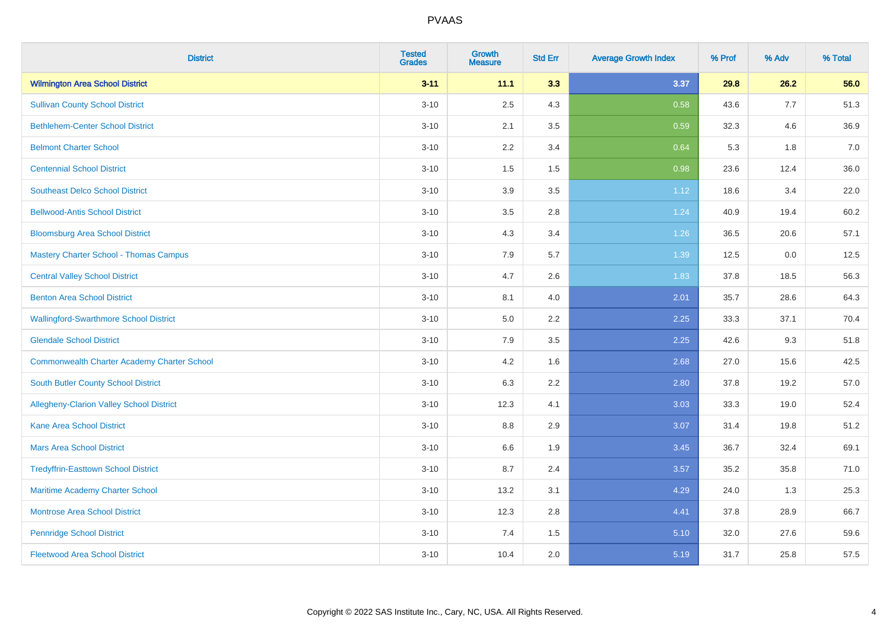# PVAAS

| District | Tested Grades | Growth Measure | Std Err | Average Growth Index | % Prof | % Adv | % Total |
|---|---|---|---|---|---|---|---|
| **Wilmington Area School District** | **3-11** | **11.1** | **3.3** | **3.37** | **29.8** | **26.2** | **56.0** |
| Sullivan County School District | 3-10 | 2.5 | 4.3 | 0.58 | 43.6 | 7.7 | 51.3 |
| Bethlehem-Center School District | 3-10 | 2.1 | 3.5 | 0.59 | 32.3 | 4.6 | 36.9 |
| Belmont Charter School | 3-10 | 2.2 | 3.4 | 0.64 | 5.3 | 1.8 | 7.0 |
| Centennial School District | 3-10 | 1.5 | 1.5 | 0.98 | 23.6 | 12.4 | 36.0 |
| Southeast Delco School District | 3-10 | 3.9 | 3.5 | 1.12 | 18.6 | 3.4 | 22.0 |
| Bellwood-Antis School District | 3-10 | 3.5 | 2.8 | 1.24 | 40.9 | 19.4 | 60.2 |
| Bloomsburg Area School District | 3-10 | 4.3 | 3.4 | 1.26 | 36.5 | 20.6 | 57.1 |
| Mastery Charter School - Thomas Campus | 3-10 | 7.9 | 5.7 | 1.39 | 12.5 | 0.0 | 12.5 |
| Central Valley School District | 3-10 | 4.7 | 2.6 | 1.83 | 37.8 | 18.5 | 56.3 |
| Benton Area School District | 3-10 | 8.1 | 4.0 | 2.01 | 35.7 | 28.6 | 64.3 |
| Wallingford-Swarthmore School District | 3-10 | 5.0 | 2.2 | 2.25 | 33.3 | 37.1 | 70.4 |
| Glendale School District | 3-10 | 7.9 | 3.5 | 2.25 | 42.6 | 9.3 | 51.8 |
| Commonwealth Charter Academy Charter School | 3-10 | 4.2 | 1.6 | 2.68 | 27.0 | 15.6 | 42.5 |
| South Butler County School District | 3-10 | 6.3 | 2.2 | 2.80 | 37.8 | 19.2 | 57.0 |
| Allegheny-Clarion Valley School District | 3-10 | 12.3 | 4.1 | 3.03 | 33.3 | 19.0 | 52.4 |
| Kane Area School District | 3-10 | 8.8 | 2.9 | 3.07 | 31.4 | 19.8 | 51.2 |
| Mars Area School District | 3-10 | 6.6 | 1.9 | 3.45 | 36.7 | 32.4 | 69.1 |
| Tredyffrin-Easttown School District | 3-10 | 8.7 | 2.4 | 3.57 | 35.2 | 35.8 | 71.0 |
| Maritime Academy Charter School | 3-10 | 13.2 | 3.1 | 4.29 | 24.0 | 1.3 | 25.3 |
| Montrose Area School District | 3-10 | 12.3 | 2.8 | 4.41 | 37.8 | 28.9 | 66.7 |
| Pennridge School District | 3-10 | 7.4 | 1.5 | 5.10 | 32.0 | 27.6 | 59.6 |
| Fleetwood Area School District | 3-10 | 10.4 | 2.0 | 5.19 | 31.7 | 25.8 | 57.5 |

Copyright © 2022 SAS Institute Inc., Cary, NC, USA. All Rights Reserved.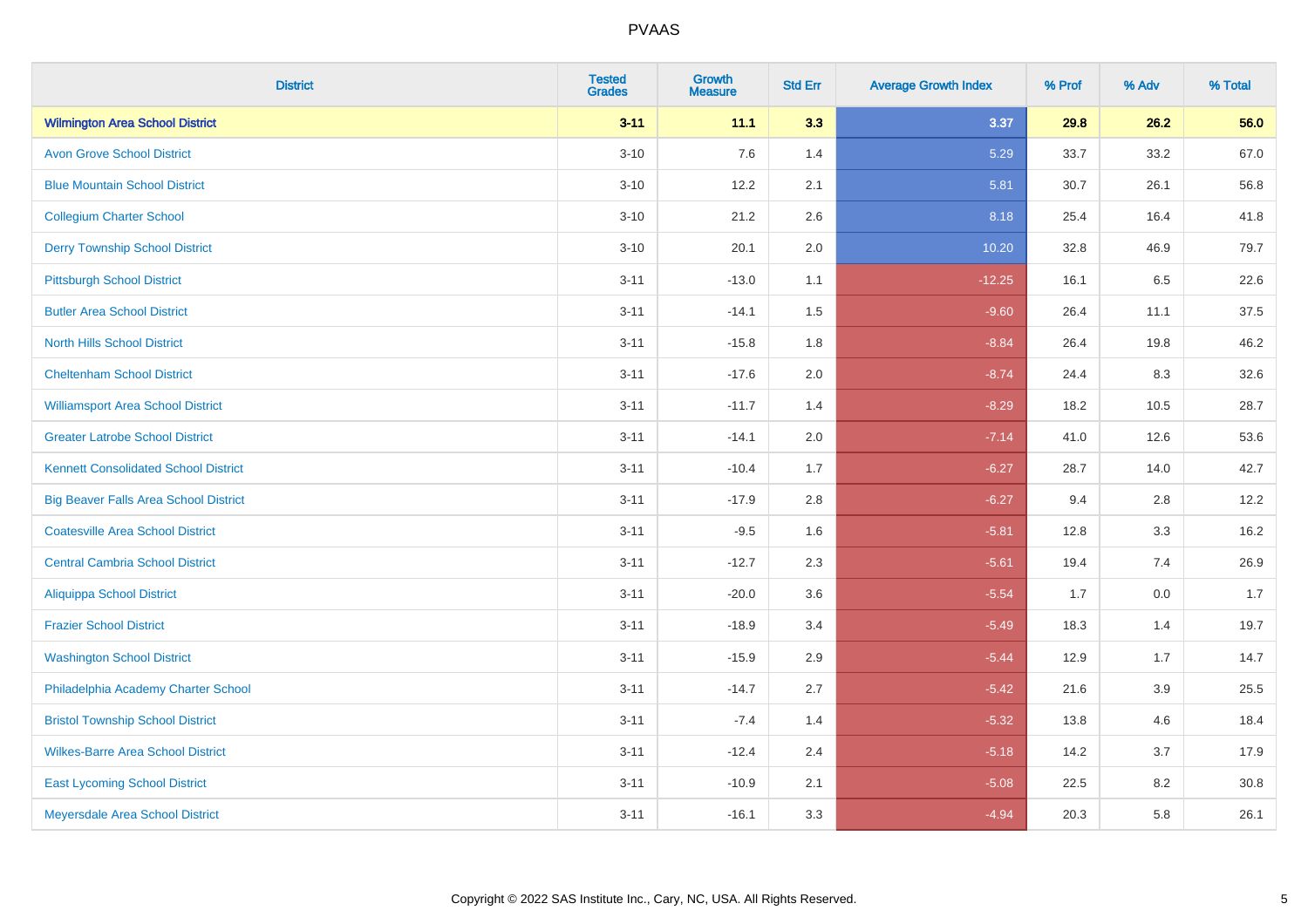PVAAS

| District | Tested Grades | Growth Measure | Std Err | Average Growth Index | % Prof | % Adv | % Total |
|---|---|---|---|---|---|---|---|
| **Wilmington Area School District** | **3-11** | **11.1** | **3.3** | **3.37** | **29.8** | **26.2** | **56.0** |
| Avon Grove School District | 3-10 | 7.6 | 1.4 | 5.29 | 33.7 | 33.2 | 67.0 |
| Blue Mountain School District | 3-10 | 12.2 | 2.1 | 5.81 | 30.7 | 26.1 | 56.8 |
| Collegium Charter School | 3-10 | 21.2 | 2.6 | 8.18 | 25.4 | 16.4 | 41.8 |
| Derry Township School District | 3-10 | 20.1 | 2.0 | 10.20 | 32.8 | 46.9 | 79.7 |
| Pittsburgh School District | 3-11 | -13.0 | 1.1 | -12.25 | 16.1 | 6.5 | 22.6 |
| Butler Area School District | 3-11 | -14.1 | 1.5 | -9.60 | 26.4 | 11.1 | 37.5 |
| North Hills School District | 3-11 | -15.8 | 1.8 | -8.84 | 26.4 | 19.8 | 46.2 |
| Cheltenham School District | 3-11 | -17.6 | 2.0 | -8.74 | 24.4 | 8.3 | 32.6 |
| Williamsport Area School District | 3-11 | -11.7 | 1.4 | -8.29 | 18.2 | 10.5 | 28.7 |
| Greater Latrobe School District | 3-11 | -14.1 | 2.0 | -7.14 | 41.0 | 12.6 | 53.6 |
| Kennett Consolidated School District | 3-11 | -10.4 | 1.7 | -6.27 | 28.7 | 14.0 | 42.7 |
| Big Beaver Falls Area School District | 3-11 | -17.9 | 2.8 | -6.27 | 9.4 | 2.8 | 12.2 |
| Coatesville Area School District | 3-11 | -9.5 | 1.6 | -5.81 | 12.8 | 3.3 | 16.2 |
| Central Cambria School District | 3-11 | -12.7 | 2.3 | -5.61 | 19.4 | 7.4 | 26.9 |
| Aliquippa School District | 3-11 | -20.0 | 3.6 | -5.54 | 1.7 | 0.0 | 1.7 |
| Frazier School District | 3-11 | -18.9 | 3.4 | -5.49 | 18.3 | 1.4 | 19.7 |
| Washington School District | 3-11 | -15.9 | 2.9 | -5.44 | 12.9 | 1.7 | 14.7 |
| Philadelphia Academy Charter School | 3-11 | -14.7 | 2.7 | -5.42 | 21.6 | 3.9 | 25.5 |
| Bristol Township School District | 3-11 | -7.4 | 1.4 | -5.32 | 13.8 | 4.6 | 18.4 |
| Wilkes-Barre Area School District | 3-11 | -12.4 | 2.4 | -5.18 | 14.2 | 3.7 | 17.9 |
| East Lycoming School District | 3-11 | -10.9 | 2.1 | -5.08 | 22.5 | 8.2 | 30.8 |
| Meyersdale Area School District | 3-11 | -16.1 | 3.3 | -4.94 | 20.3 | 5.8 | 26.1 |

Copyright © 2022 SAS Institute Inc., Cary, NC, USA. All Rights Reserved.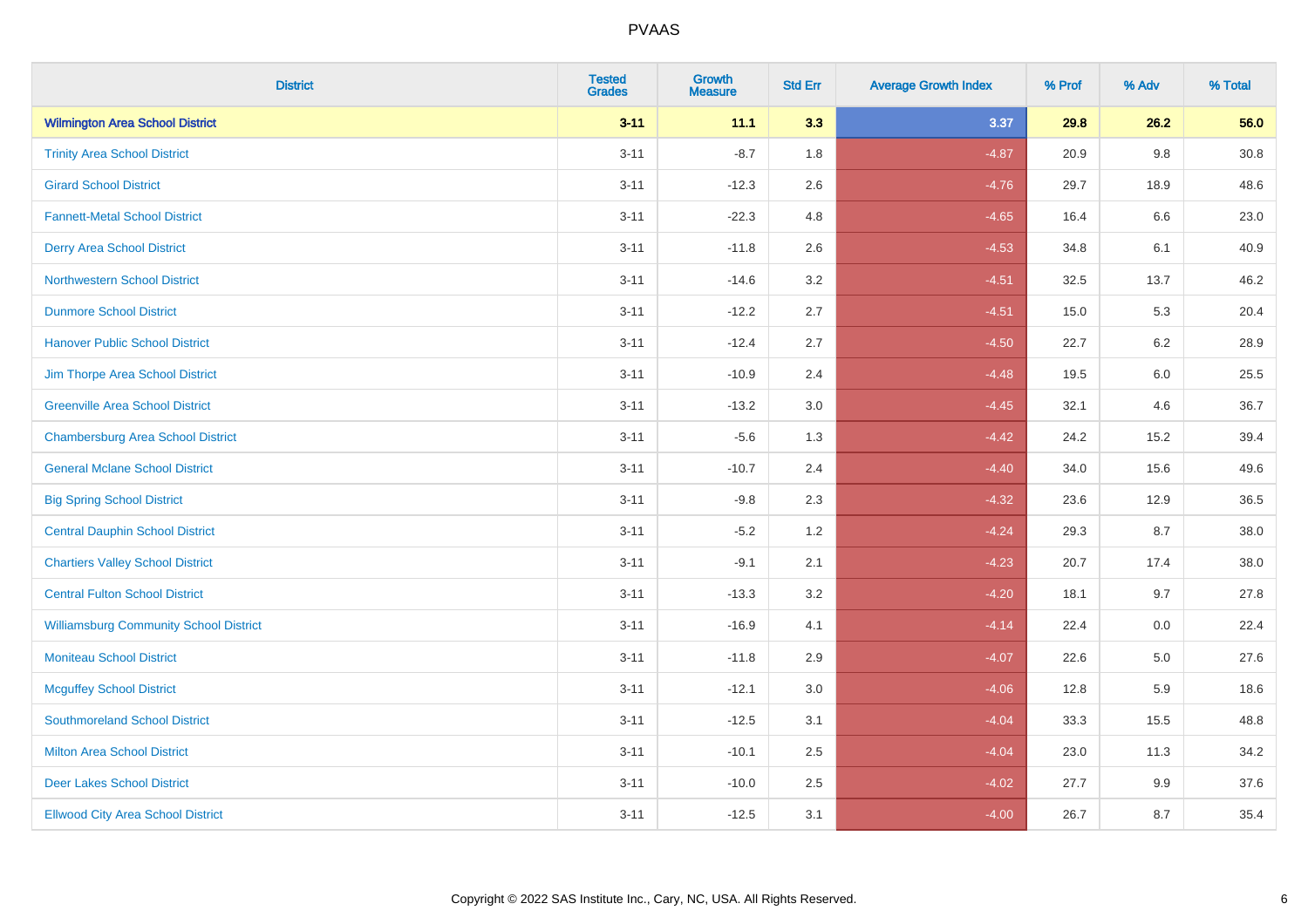PVAAS

| District | Tested Grades | Growth Measure | Std Err | Average Growth Index | % Prof | % Adv | % Total |
|---|---|---|---|---|---|---|---|
| **Wilmington Area School District** | **3-11** | **11.1** | **3.3** | **3.37** | **29.8** | **26.2** | **56.0** |
| Trinity Area School District | 3-11 | -8.7 | 1.8 | -4.87 | 20.9 | 9.8 | 30.8 |
| Girard School District | 3-11 | -12.3 | 2.6 | -4.76 | 29.7 | 18.9 | 48.6 |
| Fannett-Metal School District | 3-11 | -22.3 | 4.8 | -4.65 | 16.4 | 6.6 | 23.0 |
| Derry Area School District | 3-11 | -11.8 | 2.6 | -4.53 | 34.8 | 6.1 | 40.9 |
| Northwestern School District | 3-11 | -14.6 | 3.2 | -4.51 | 32.5 | 13.7 | 46.2 |
| Dunmore School District | 3-11 | -12.2 | 2.7 | -4.51 | 15.0 | 5.3 | 20.4 |
| Hanover Public School District | 3-11 | -12.4 | 2.7 | -4.50 | 22.7 | 6.2 | 28.9 |
| Jim Thorpe Area School District | 3-11 | -10.9 | 2.4 | -4.48 | 19.5 | 6.0 | 25.5 |
| Greenville Area School District | 3-11 | -13.2 | 3.0 | -4.45 | 32.1 | 4.6 | 36.7 |
| Chambersburg Area School District | 3-11 | -5.6 | 1.3 | -4.42 | 24.2 | 15.2 | 39.4 |
| General Mclane School District | 3-11 | -10.7 | 2.4 | -4.40 | 34.0 | 15.6 | 49.6 |
| Big Spring School District | 3-11 | -9.8 | 2.3 | -4.32 | 23.6 | 12.9 | 36.5 |
| Central Dauphin School District | 3-11 | -5.2 | 1.2 | -4.24 | 29.3 | 8.7 | 38.0 |
| Chartiers Valley School District | 3-11 | -9.1 | 2.1 | -4.23 | 20.7 | 17.4 | 38.0 |
| Central Fulton School District | 3-11 | -13.3 | 3.2 | -4.20 | 18.1 | 9.7 | 27.8 |
| Williamsburg Community School District | 3-11 | -16.9 | 4.1 | -4.14 | 22.4 | 0.0 | 22.4 |
| Moniteau School District | 3-11 | -11.8 | 2.9 | -4.07 | 22.6 | 5.0 | 27.6 |
| Mcguffey School District | 3-11 | -12.1 | 3.0 | -4.06 | 12.8 | 5.9 | 18.6 |
| Southmoreland School District | 3-11 | -12.5 | 3.1 | -4.04 | 33.3 | 15.5 | 48.8 |
| Milton Area School District | 3-11 | -10.1 | 2.5 | -4.04 | 23.0 | 11.3 | 34.2 |
| Deer Lakes School District | 3-11 | -10.0 | 2.5 | -4.02 | 27.7 | 9.9 | 37.6 |
| Ellwood City Area School District | 3-11 | -12.5 | 3.1 | -4.00 | 26.7 | 8.7 | 35.4 |

Copyright © 2022 SAS Institute Inc., Cary, NC, USA. All Rights Reserved.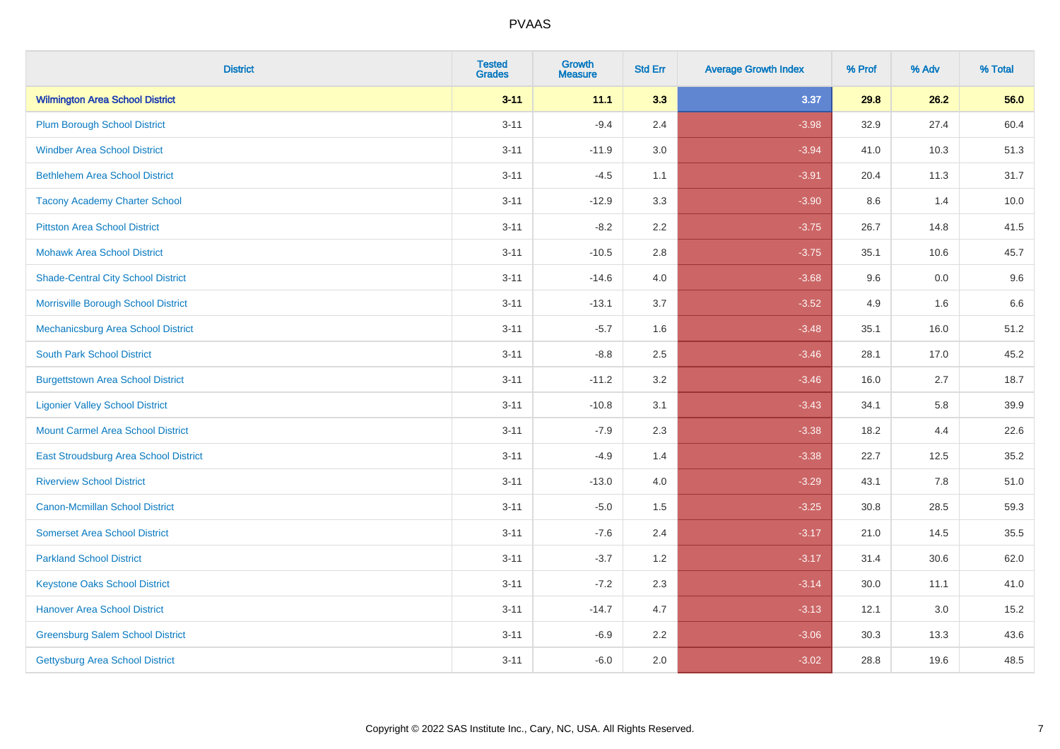# PVAAS

| District | Tested Grades | Growth Measure | Std Err | Average Growth Index | % Prof | % Adv | % Total |
|---|---|---|---|---|---|---|---|
| **Wilmington Area School District** | **3-11** | **11.1** | **3.3** | **3.37** | **29.8** | **26.2** | **56.0** |
| Plum Borough School District | 3-11 | -9.4 | 2.4 | -3.98 | 32.9 | 27.4 | 60.4 |
| Windber Area School District | 3-11 | -11.9 | 3.0 | -3.94 | 41.0 | 10.3 | 51.3 |
| Bethlehem Area School District | 3-11 | -4.5 | 1.1 | -3.91 | 20.4 | 11.3 | 31.7 |
| Tacony Academy Charter School | 3-11 | -12.9 | 3.3 | -3.90 | 8.6 | 1.4 | 10.0 |
| Pittston Area School District | 3-11 | -8.2 | 2.2 | -3.75 | 26.7 | 14.8 | 41.5 |
| Mohawk Area School District | 3-11 | -10.5 | 2.8 | -3.75 | 35.1 | 10.6 | 45.7 |
| Shade-Central City School District | 3-11 | -14.6 | 4.0 | -3.68 | 9.6 | 0.0 | 9.6 |
| Morrisville Borough School District | 3-11 | -13.1 | 3.7 | -3.52 | 4.9 | 1.6 | 6.6 |
| Mechanicsburg Area School District | 3-11 | -5.7 | 1.6 | -3.48 | 35.1 | 16.0 | 51.2 |
| South Park School District | 3-11 | -8.8 | 2.5 | -3.46 | 28.1 | 17.0 | 45.2 |
| Burgettstown Area School District | 3-11 | -11.2 | 3.2 | -3.46 | 16.0 | 2.7 | 18.7 |
| Ligonier Valley School District | 3-11 | -10.8 | 3.1 | -3.43 | 34.1 | 5.8 | 39.9 |
| Mount Carmel Area School District | 3-11 | -7.9 | 2.3 | -3.38 | 18.2 | 4.4 | 22.6 |
| East Stroudsburg Area School District | 3-11 | -4.9 | 1.4 | -3.38 | 22.7 | 12.5 | 35.2 |
| Riverview School District | 3-11 | -13.0 | 4.0 | -3.29 | 43.1 | 7.8 | 51.0 |
| Canon-Mcmillan School District | 3-11 | -5.0 | 1.5 | -3.25 | 30.8 | 28.5 | 59.3 |
| Somerset Area School District | 3-11 | -7.6 | 2.4 | -3.17 | 21.0 | 14.5 | 35.5 |
| Parkland School District | 3-11 | -3.7 | 1.2 | -3.17 | 31.4 | 30.6 | 62.0 |
| Keystone Oaks School District | 3-11 | -7.2 | 2.3 | -3.14 | 30.0 | 11.1 | 41.0 |
| Hanover Area School District | 3-11 | -14.7 | 4.7 | -3.13 | 12.1 | 3.0 | 15.2 |
| Greensburg Salem School District | 3-11 | -6.9 | 2.2 | -3.06 | 30.3 | 13.3 | 43.6 |
| Gettysburg Area School District | 3-11 | -6.0 | 2.0 | -3.02 | 28.8 | 19.6 | 48.5 |

Copyright © 2022 SAS Institute Inc., Cary, NC, USA. All Rights Reserved.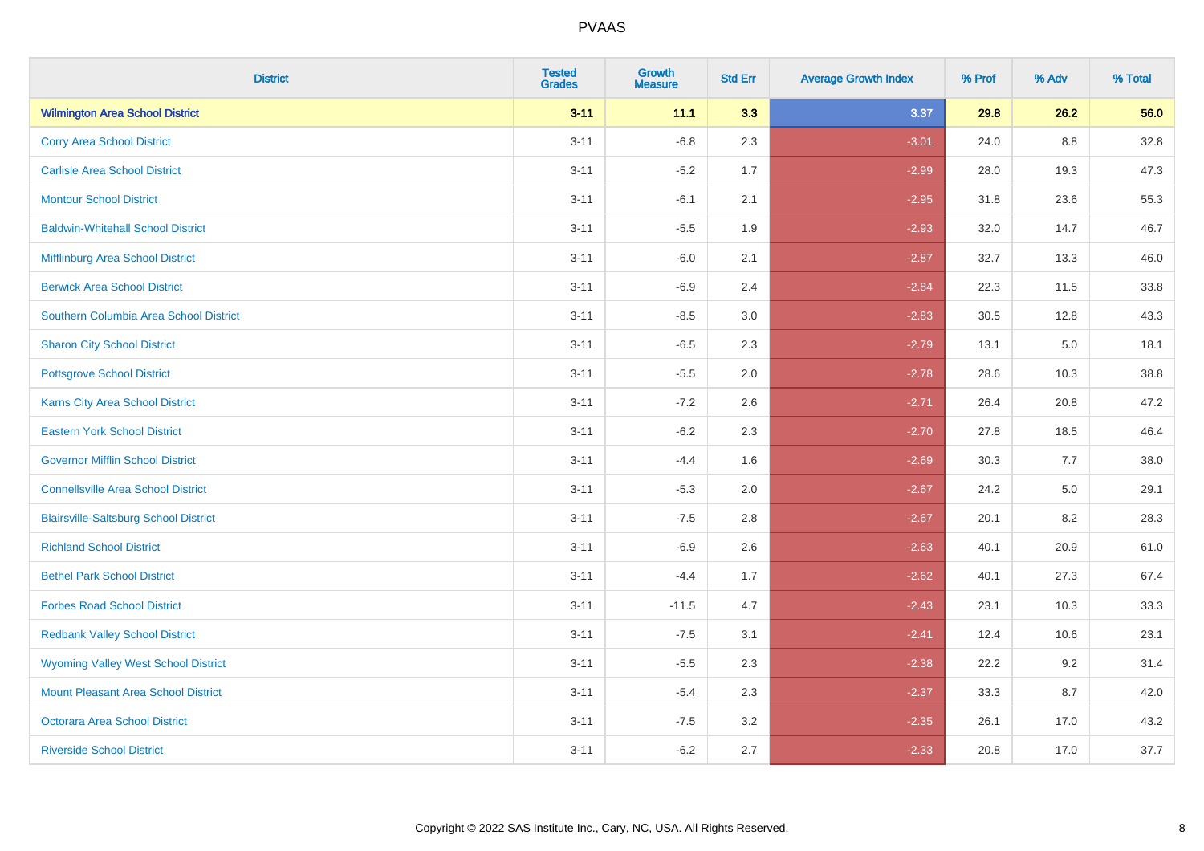| District | Tested Grades | Growth Measure | Std Err | Average Growth Index | % Prof | % Adv | % Total |
|---|---|---|---|---|---|---|---|
| **Wilmington Area School District** | **3-11** | **11.1** | **3.3** | **3.37** | **29.8** | **26.2** | **56.0** |
| Corry Area School District | 3-11 | -6.8 | 2.3 | -3.01 | 24.0 | 8.8 | 32.8 |
| Carlisle Area School District | 3-11 | -5.2 | 1.7 | -2.99 | 28.0 | 19.3 | 47.3 |
| Montour School District | 3-11 | -6.1 | 2.1 | -2.95 | 31.8 | 23.6 | 55.3 |
| Baldwin-Whitehall School District | 3-11 | -5.5 | 1.9 | -2.93 | 32.0 | 14.7 | 46.7 |
| Mifflinburg Area School District | 3-11 | -6.0 | 2.1 | -2.87 | 32.7 | 13.3 | 46.0 |
| Berwick Area School District | 3-11 | -6.9 | 2.4 | -2.84 | 22.3 | 11.5 | 33.8 |
| Southern Columbia Area School District | 3-11 | -8.5 | 3.0 | -2.83 | 30.5 | 12.8 | 43.3 |
| Sharon City School District | 3-11 | -6.5 | 2.3 | -2.79 | 13.1 | 5.0 | 18.1 |
| Pottsgrove School District | 3-11 | -5.5 | 2.0 | -2.78 | 28.6 | 10.3 | 38.8 |
| Karns City Area School District | 3-11 | -7.2 | 2.6 | -2.71 | 26.4 | 20.8 | 47.2 |
| Eastern York School District | 3-11 | -6.2 | 2.3 | -2.70 | 27.8 | 18.5 | 46.4 |
| Governor Mifflin School District | 3-11 | -4.4 | 1.6 | -2.69 | 30.3 | 7.7 | 38.0 |
| Connellsville Area School District | 3-11 | -5.3 | 2.0 | -2.67 | 24.2 | 5.0 | 29.1 |
| Blairsville-Saltsburg School District | 3-11 | -7.5 | 2.8 | -2.67 | 20.1 | 8.2 | 28.3 |
| Richland School District | 3-11 | -6.9 | 2.6 | -2.63 | 40.1 | 20.9 | 61.0 |
| Bethel Park School District | 3-11 | -4.4 | 1.7 | -2.62 | 40.1 | 27.3 | 67.4 |
| Forbes Road School District | 3-11 | -11.5 | 4.7 | -2.43 | 23.1 | 10.3 | 33.3 |
| Redbank Valley School District | 3-11 | -7.5 | 3.1 | -2.41 | 12.4 | 10.6 | 23.1 |
| Wyoming Valley West School District | 3-11 | -5.5 | 2.3 | -2.38 | 22.2 | 9.2 | 31.4 |
| Mount Pleasant Area School District | 3-11 | -5.4 | 2.3 | -2.37 | 33.3 | 8.7 | 42.0 |
| Octorara Area School District | 3-11 | -7.5 | 3.2 | -2.35 | 26.1 | 17.0 | 43.2 |
| Riverside School District | 3-11 | -6.2 | 2.7 | -2.33 | 20.8 | 17.0 | 37.7 |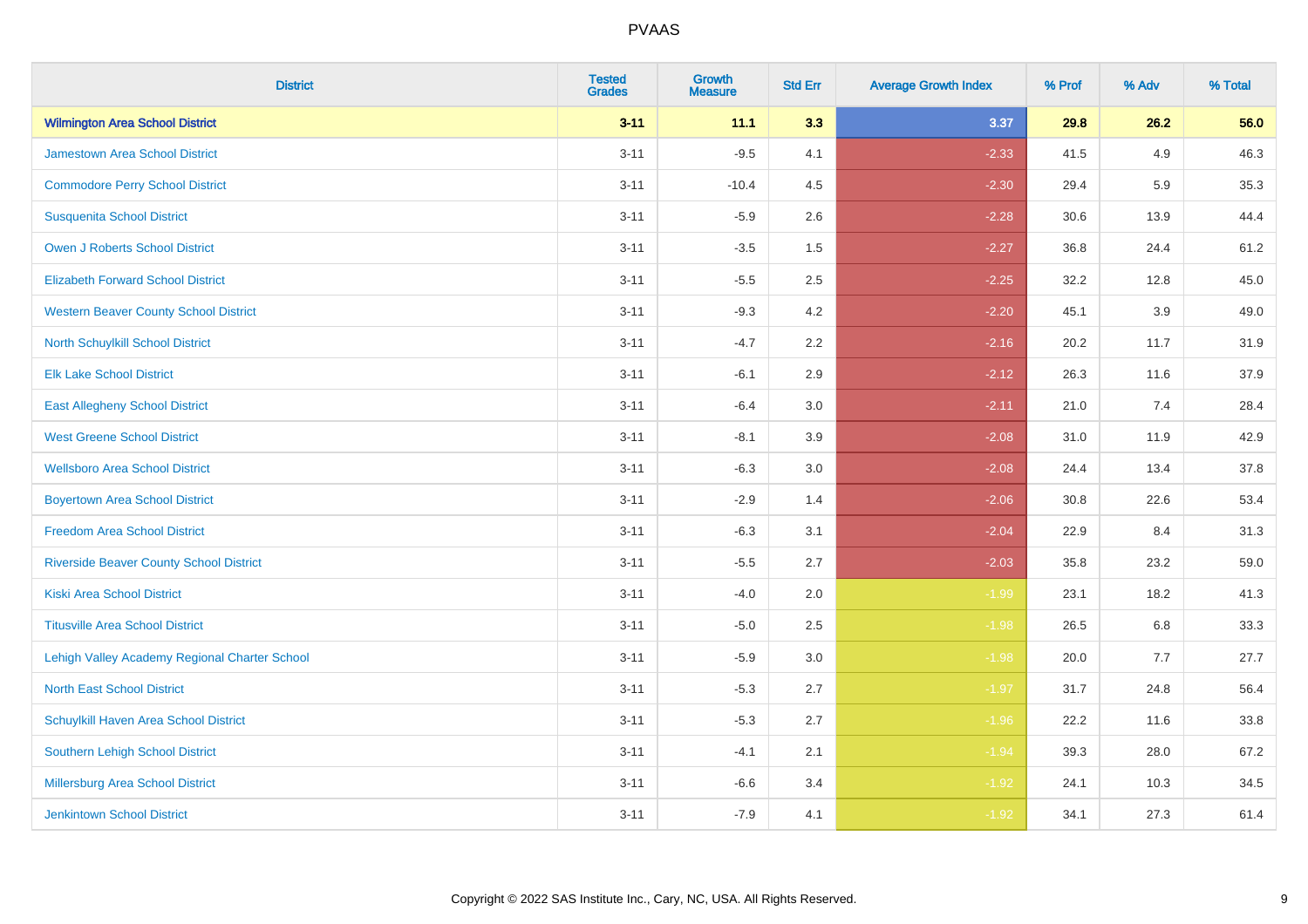| District | Tested Grades | Growth Measure | Std Err | Average Growth Index | % Prof | % Adv | % Total |
|---|---|---|---|---|---|---|---|
| **Wilmington Area School District** | **3-11** | **11.1** | **3.3** | **3.37** | **29.8** | **26.2** | **56.0** |
| Jamestown Area School District | 3-11 | -9.5 | 4.1 | -2.33 | 41.5 | 4.9 | 46.3 |
| Commodore Perry School District | 3-11 | -10.4 | 4.5 | -2.30 | 29.4 | 5.9 | 35.3 |
| Susquenita School District | 3-11 | -5.9 | 2.6 | -2.28 | 30.6 | 13.9 | 44.4 |
| Owen J Roberts School District | 3-11 | -3.5 | 1.5 | -2.27 | 36.8 | 24.4 | 61.2 |
| Elizabeth Forward School District | 3-11 | -5.5 | 2.5 | -2.25 | 32.2 | 12.8 | 45.0 |
| Western Beaver County School District | 3-11 | -9.3 | 4.2 | -2.20 | 45.1 | 3.9 | 49.0 |
| North Schuylkill School District | 3-11 | -4.7 | 2.2 | -2.16 | 20.2 | 11.7 | 31.9 |
| Elk Lake School District | 3-11 | -6.1 | 2.9 | -2.12 | 26.3 | 11.6 | 37.9 |
| East Allegheny School District | 3-11 | -6.4 | 3.0 | -2.11 | 21.0 | 7.4 | 28.4 |
| West Greene School District | 3-11 | -8.1 | 3.9 | -2.08 | 31.0 | 11.9 | 42.9 |
| Wellsboro Area School District | 3-11 | -6.3 | 3.0 | -2.08 | 24.4 | 13.4 | 37.8 |
| Boyertown Area School District | 3-11 | -2.9 | 1.4 | -2.06 | 30.8 | 22.6 | 53.4 |
| Freedom Area School District | 3-11 | -6.3 | 3.1 | -2.04 | 22.9 | 8.4 | 31.3 |
| Riverside Beaver County School District | 3-11 | -5.5 | 2.7 | -2.03 | 35.8 | 23.2 | 59.0 |
| Kiski Area School District | 3-11 | -4.0 | 2.0 | -1.99 | 23.1 | 18.2 | 41.3 |
| Titusville Area School District | 3-11 | -5.0 | 2.5 | -1.98 | 26.5 | 6.8 | 33.3 |
| Lehigh Valley Academy Regional Charter School | 3-11 | -5.9 | 3.0 | -1.98 | 20.0 | 7.7 | 27.7 |
| North East School District | 3-11 | -5.3 | 2.7 | -1.97 | 31.7 | 24.8 | 56.4 |
| Schuylkill Haven Area School District | 3-11 | -5.3 | 2.7 | -1.96 | 22.2 | 11.6 | 33.8 |
| Southern Lehigh School District | 3-11 | -4.1 | 2.1 | -1.94 | 39.3 | 28.0 | 67.2 |
| Millersburg Area School District | 3-11 | -6.6 | 3.4 | -1.92 | 24.1 | 10.3 | 34.5 |
| Jenkintown School District | 3-11 | -7.9 | 4.1 | -1.92 | 34.1 | 27.3 | 61.4 |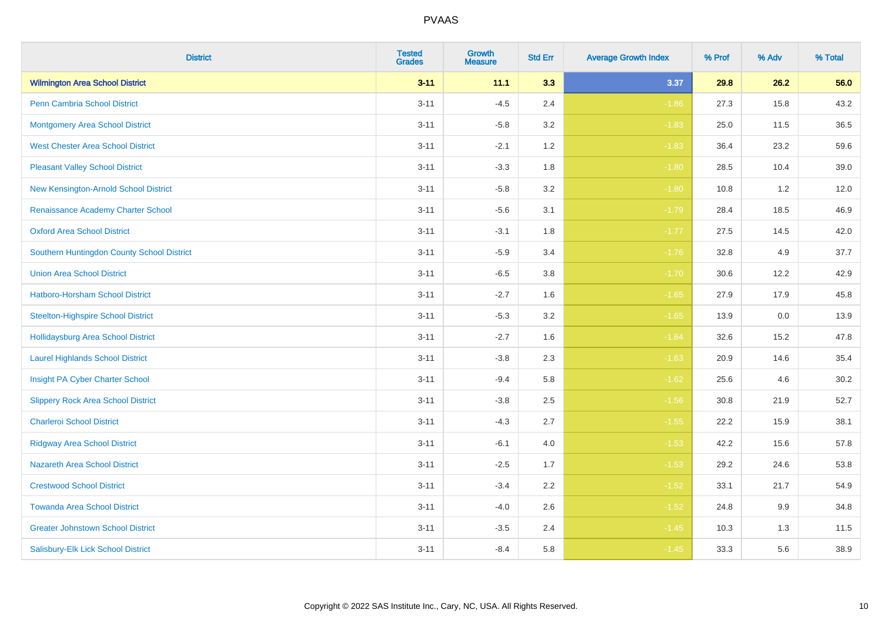| District | Tested Grades | Growth Measure | Std Err | Average Growth Index | % Prof | % Adv | % Total |
|---|---|---|---|---|---|---|---|
| **Wilmington Area School District** | **3-11** | **11.1** | **3.3** | **3.37** | **29.8** | **26.2** | **56.0** |
| Penn Cambria School District | 3-11 | -4.5 | 2.4 | -1.86 | 27.3 | 15.8 | 43.2 |
| Montgomery Area School District | 3-11 | -5.8 | 3.2 | -1.83 | 25.0 | 11.5 | 36.5 |
| West Chester Area School District | 3-11 | -2.1 | 1.2 | -1.83 | 36.4 | 23.2 | 59.6 |
| Pleasant Valley School District | 3-11 | -3.3 | 1.8 | -1.80 | 28.5 | 10.4 | 39.0 |
| New Kensington-Arnold School District | 3-11 | -5.8 | 3.2 | -1.80 | 10.8 | 1.2 | 12.0 |
| Renaissance Academy Charter School | 3-11 | -5.6 | 3.1 | -1.79 | 28.4 | 18.5 | 46.9 |
| Oxford Area School District | 3-11 | -3.1 | 1.8 | -1.77 | 27.5 | 14.5 | 42.0 |
| Southern Huntingdon County School District | 3-11 | -5.9 | 3.4 | -1.76 | 32.8 | 4.9 | 37.7 |
| Union Area School District | 3-11 | -6.5 | 3.8 | -1.70 | 30.6 | 12.2 | 42.9 |
| Hatboro-Horsham School District | 3-11 | -2.7 | 1.6 | -1.65 | 27.9 | 17.9 | 45.8 |
| Steelton-Highspire School District | 3-11 | -5.3 | 3.2 | -1.65 | 13.9 | 0.0 | 13.9 |
| Hollidaysburg Area School District | 3-11 | -2.7 | 1.6 | -1.64 | 32.6 | 15.2 | 47.8 |
| Laurel Highlands School District | 3-11 | -3.8 | 2.3 | -1.63 | 20.9 | 14.6 | 35.4 |
| Insight PA Cyber Charter School | 3-11 | -9.4 | 5.8 | -1.62 | 25.6 | 4.6 | 30.2 |
| Slippery Rock Area School District | 3-11 | -3.8 | 2.5 | -1.56 | 30.8 | 21.9 | 52.7 |
| Charleroi School District | 3-11 | -4.3 | 2.7 | -1.55 | 22.2 | 15.9 | 38.1 |
| Ridgway Area School District | 3-11 | -6.1 | 4.0 | -1.53 | 42.2 | 15.6 | 57.8 |
| Nazareth Area School District | 3-11 | -2.5 | 1.7 | -1.53 | 29.2 | 24.6 | 53.8 |
| Crestwood School District | 3-11 | -3.4 | 2.2 | -1.52 | 33.1 | 21.7 | 54.9 |
| Towanda Area School District | 3-11 | -4.0 | 2.6 | -1.52 | 24.8 | 9.9 | 34.8 |
| Greater Johnstown School District | 3-11 | -3.5 | 2.4 | -1.45 | 10.3 | 1.3 | 11.5 |
| Salisbury-Elk Lick School District | 3-11 | -8.4 | 5.8 | -1.45 | 33.3 | 5.6 | 38.9 |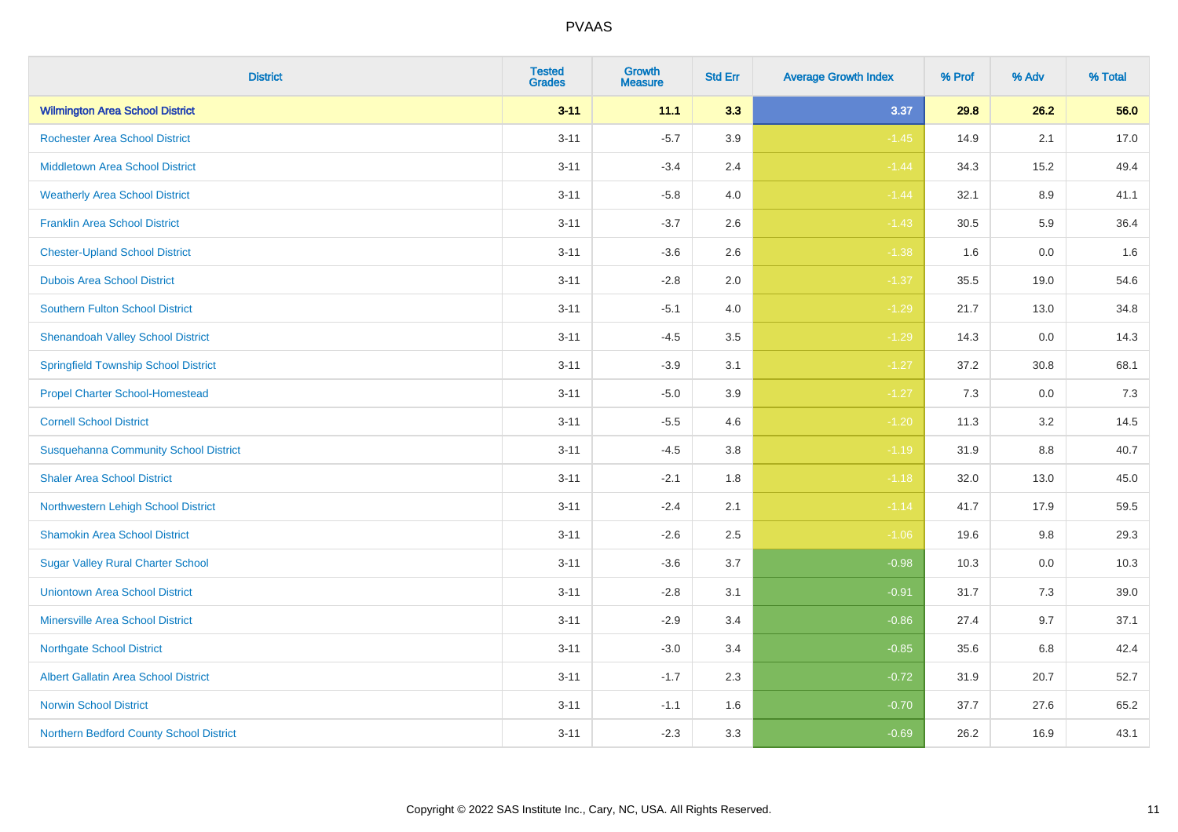| District | Tested Grades | Growth Measure | Std Err | Average Growth Index | % Prof | % Adv | % Total |
|---|---|---|---|---|---|---|---|
| **Wilmington Area School District** | **3-11** | **11.1** | **3.3** | **3.37** | **29.8** | **26.2** | **56.0** |
| Rochester Area School District | 3-11 | -5.7 | 3.9 | -1.45 | 14.9 | 2.1 | 17.0 |
| Middletown Area School District | 3-11 | -3.4 | 2.4 | -1.44 | 34.3 | 15.2 | 49.4 |
| Weatherly Area School District | 3-11 | -5.8 | 4.0 | -1.44 | 32.1 | 8.9 | 41.1 |
| Franklin Area School District | 3-11 | -3.7 | 2.6 | -1.43 | 30.5 | 5.9 | 36.4 |
| Chester-Upland School District | 3-11 | -3.6 | 2.6 | -1.38 | 1.6 | 0.0 | 1.6 |
| Dubois Area School District | 3-11 | -2.8 | 2.0 | -1.37 | 35.5 | 19.0 | 54.6 |
| Southern Fulton School District | 3-11 | -5.1 | 4.0 | -1.29 | 21.7 | 13.0 | 34.8 |
| Shenandoah Valley School District | 3-11 | -4.5 | 3.5 | -1.29 | 14.3 | 0.0 | 14.3 |
| Springfield Township School District | 3-11 | -3.9 | 3.1 | -1.27 | 37.2 | 30.8 | 68.1 |
| Propel Charter School-Homestead | 3-11 | -5.0 | 3.9 | -1.27 | 7.3 | 0.0 | 7.3 |
| Cornell School District | 3-11 | -5.5 | 4.6 | -1.20 | 11.3 | 3.2 | 14.5 |
| Susquehanna Community School District | 3-11 | -4.5 | 3.8 | -1.19 | 31.9 | 8.8 | 40.7 |
| Shaler Area School District | 3-11 | -2.1 | 1.8 | -1.18 | 32.0 | 13.0 | 45.0 |
| Northwestern Lehigh School District | 3-11 | -2.4 | 2.1 | -1.14 | 41.7 | 17.9 | 59.5 |
| Shamokin Area School District | 3-11 | -2.6 | 2.5 | -1.06 | 19.6 | 9.8 | 29.3 |
| Sugar Valley Rural Charter School | 3-11 | -3.6 | 3.7 | -0.98 | 10.3 | 0.0 | 10.3 |
| Uniontown Area School District | 3-11 | -2.8 | 3.1 | -0.91 | 31.7 | 7.3 | 39.0 |
| Minersville Area School District | 3-11 | -2.9 | 3.4 | -0.86 | 27.4 | 9.7 | 37.1 |
| Northgate School District | 3-11 | -3.0 | 3.4 | -0.85 | 35.6 | 6.8 | 42.4 |
| Albert Gallatin Area School District | 3-11 | -1.7 | 2.3 | -0.72 | 31.9 | 20.7 | 52.7 |
| Norwin School District | 3-11 | -1.1 | 1.6 | -0.70 | 37.7 | 27.6 | 65.2 |
| Northern Bedford County School District | 3-11 | -2.3 | 3.3 | -0.69 | 26.2 | 16.9 | 43.1 |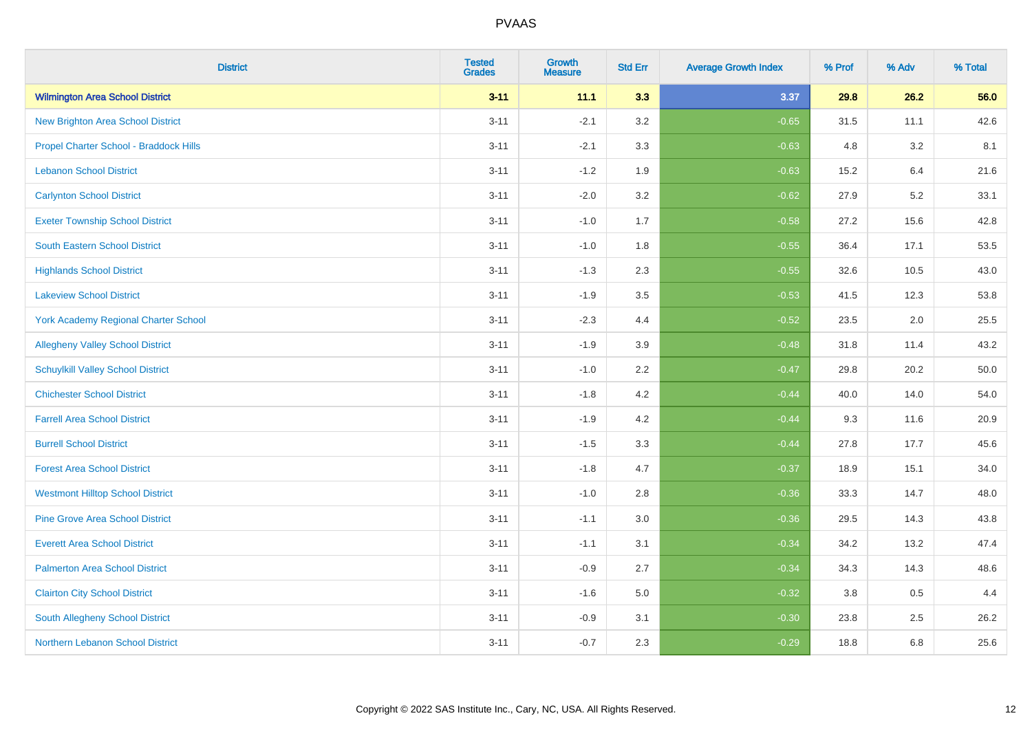| District | Tested Grades | Growth Measure | Std Err | Average Growth Index | % Prof | % Adv | % Total |
|---|---|---|---|---|---|---|---|
| **Wilmington Area School District** | **3-11** | **11.1** | **3.3** | **3.37** | **29.8** | **26.2** | **56.0** |
| New Brighton Area School District | 3-11 | -2.1 | 3.2 | -0.65 | 31.5 | 11.1 | 42.6 |
| Propel Charter School - Braddock Hills | 3-11 | -2.1 | 3.3 | -0.63 | 4.8 | 3.2 | 8.1 |
| Lebanon School District | 3-11 | -1.2 | 1.9 | -0.63 | 15.2 | 6.4 | 21.6 |
| Carlynton School District | 3-11 | -2.0 | 3.2 | -0.62 | 27.9 | 5.2 | 33.1 |
| Exeter Township School District | 3-11 | -1.0 | 1.7 | -0.58 | 27.2 | 15.6 | 42.8 |
| South Eastern School District | 3-11 | -1.0 | 1.8 | -0.55 | 36.4 | 17.1 | 53.5 |
| Highlands School District | 3-11 | -1.3 | 2.3 | -0.55 | 32.6 | 10.5 | 43.0 |
| Lakeview School District | 3-11 | -1.9 | 3.5 | -0.53 | 41.5 | 12.3 | 53.8 |
| York Academy Regional Charter School | 3-11 | -2.3 | 4.4 | -0.52 | 23.5 | 2.0 | 25.5 |
| Allegheny Valley School District | 3-11 | -1.9 | 3.9 | -0.48 | 31.8 | 11.4 | 43.2 |
| Schuylkill Valley School District | 3-11 | -1.0 | 2.2 | -0.47 | 29.8 | 20.2 | 50.0 |
| Chichester School District | 3-11 | -1.8 | 4.2 | -0.44 | 40.0 | 14.0 | 54.0 |
| Farrell Area School District | 3-11 | -1.9 | 4.2 | -0.44 | 9.3 | 11.6 | 20.9 |
| Burrell School District | 3-11 | -1.5 | 3.3 | -0.44 | 27.8 | 17.7 | 45.6 |
| Forest Area School District | 3-11 | -1.8 | 4.7 | -0.37 | 18.9 | 15.1 | 34.0 |
| Westmont Hilltop School District | 3-11 | -1.0 | 2.8 | -0.36 | 33.3 | 14.7 | 48.0 |
| Pine Grove Area School District | 3-11 | -1.1 | 3.0 | -0.36 | 29.5 | 14.3 | 43.8 |
| Everett Area School District | 3-11 | -1.1 | 3.1 | -0.34 | 34.2 | 13.2 | 47.4 |
| Palmerton Area School District | 3-11 | -0.9 | 2.7 | -0.34 | 34.3 | 14.3 | 48.6 |
| Clairton City School District | 3-11 | -1.6 | 5.0 | -0.32 | 3.8 | 0.5 | 4.4 |
| South Allegheny School District | 3-11 | -0.9 | 3.1 | -0.30 | 23.8 | 2.5 | 26.2 |
| Northern Lebanon School District | 3-11 | -0.7 | 2.3 | -0.29 | 18.8 | 6.8 | 25.6 |

Copyright © 2022 SAS Institute Inc., Cary, NC, USA. All Rights Reserved.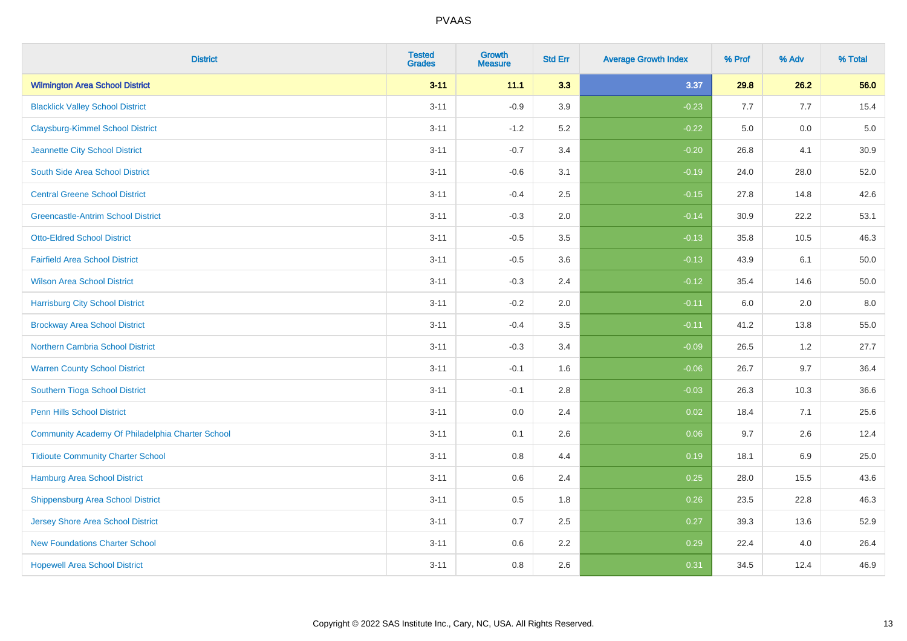PVAAS

| District | Tested Grades | Growth Measure | Std Err | Average Growth Index | % Prof | % Adv | % Total |
|---|---|---|---|---|---|---|---|
| **Wilmington Area School District** | **3-11** | **11.1** | **3.3** | **3.37** | **29.8** | **26.2** | **56.0** |
| Blacklick Valley School District | 3-11 | -0.9 | 3.9 | -0.23 | 7.7 | 7.7 | 15.4 |
| Claysburg-Kimmel School District | 3-11 | -1.2 | 5.2 | -0.22 | 5.0 | 0.0 | 5.0 |
| Jeannette City School District | 3-11 | -0.7 | 3.4 | -0.20 | 26.8 | 4.1 | 30.9 |
| South Side Area School District | 3-11 | -0.6 | 3.1 | -0.19 | 24.0 | 28.0 | 52.0 |
| Central Greene School District | 3-11 | -0.4 | 2.5 | -0.15 | 27.8 | 14.8 | 42.6 |
| Greencastle-Antrim School District | 3-11 | -0.3 | 2.0 | -0.14 | 30.9 | 22.2 | 53.1 |
| Otto-Eldred School District | 3-11 | -0.5 | 3.5 | -0.13 | 35.8 | 10.5 | 46.3 |
| Fairfield Area School District | 3-11 | -0.5 | 3.6 | -0.13 | 43.9 | 6.1 | 50.0 |
| Wilson Area School District | 3-11 | -0.3 | 2.4 | -0.12 | 35.4 | 14.6 | 50.0 |
| Harrisburg City School District | 3-11 | -0.2 | 2.0 | -0.11 | 6.0 | 2.0 | 8.0 |
| Brockway Area School District | 3-11 | -0.4 | 3.5 | -0.11 | 41.2 | 13.8 | 55.0 |
| Northern Cambria School District | 3-11 | -0.3 | 3.4 | -0.09 | 26.5 | 1.2 | 27.7 |
| Warren County School District | 3-11 | -0.1 | 1.6 | -0.06 | 26.7 | 9.7 | 36.4 |
| Southern Tioga School District | 3-11 | -0.1 | 2.8 | -0.03 | 26.3 | 10.3 | 36.6 |
| Penn Hills School District | 3-11 | 0.0 | 2.4 | 0.02 | 18.4 | 7.1 | 25.6 |
| Community Academy Of Philadelphia Charter School | 3-11 | 0.1 | 2.6 | 0.06 | 9.7 | 2.6 | 12.4 |
| Tidioute Community Charter School | 3-11 | 0.8 | 4.4 | 0.19 | 18.1 | 6.9 | 25.0 |
| Hamburg Area School District | 3-11 | 0.6 | 2.4 | 0.25 | 28.0 | 15.5 | 43.6 |
| Shippensburg Area School District | 3-11 | 0.5 | 1.8 | 0.26 | 23.5 | 22.8 | 46.3 |
| Jersey Shore Area School District | 3-11 | 0.7 | 2.5 | 0.27 | 39.3 | 13.6 | 52.9 |
| New Foundations Charter School | 3-11 | 0.6 | 2.2 | 0.29 | 22.4 | 4.0 | 26.4 |
| Hopewell Area School District | 3-11 | 0.8 | 2.6 | 0.31 | 34.5 | 12.4 | 46.9 |

Copyright © 2022 SAS Institute Inc., Cary, NC, USA. All Rights Reserved.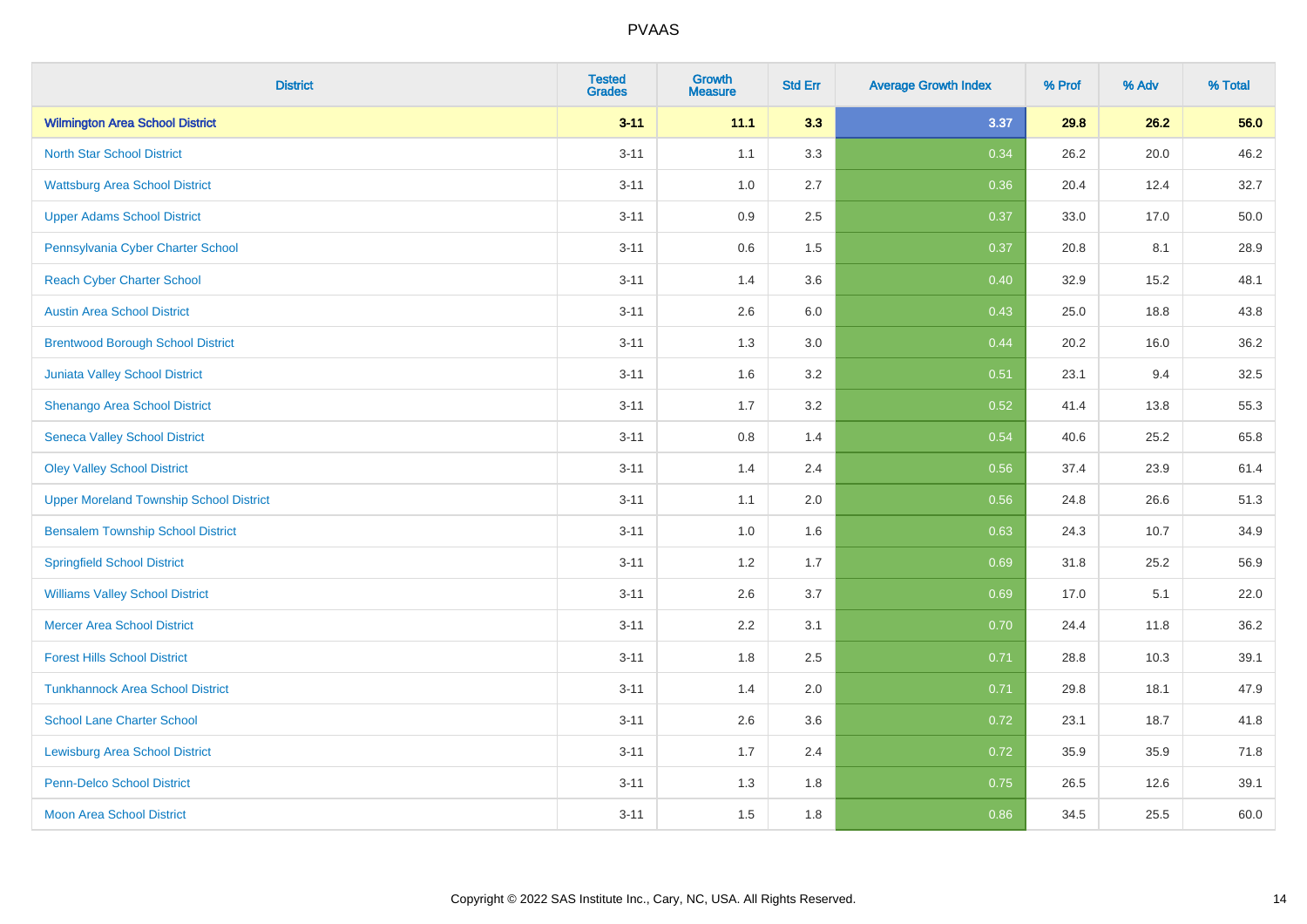PVAAS

| District | Tested Grades | Growth Measure | Std Err | Average Growth Index | % Prof | % Adv | % Total |
|---|---|---|---|---|---|---|---|
| **Wilmington Area School District** | **3-11** | **11.1** | **3.3** | **3.37** | **29.8** | **26.2** | **56.0** |
| North Star School District | 3-11 | 1.1 | 3.3 | 0.34 | 26.2 | 20.0 | 46.2 |
| Wattsburg Area School District | 3-11 | 1.0 | 2.7 | 0.36 | 20.4 | 12.4 | 32.7 |
| Upper Adams School District | 3-11 | 0.9 | 2.5 | 0.37 | 33.0 | 17.0 | 50.0 |
| Pennsylvania Cyber Charter School | 3-11 | 0.6 | 1.5 | 0.37 | 20.8 | 8.1 | 28.9 |
| Reach Cyber Charter School | 3-11 | 1.4 | 3.6 | 0.40 | 32.9 | 15.2 | 48.1 |
| Austin Area School District | 3-11 | 2.6 | 6.0 | 0.43 | 25.0 | 18.8 | 43.8 |
| Brentwood Borough School District | 3-11 | 1.3 | 3.0 | 0.44 | 20.2 | 16.0 | 36.2 |
| Juniata Valley School District | 3-11 | 1.6 | 3.2 | 0.51 | 23.1 | 9.4 | 32.5 |
| Shenango Area School District | 3-11 | 1.7 | 3.2 | 0.52 | 41.4 | 13.8 | 55.3 |
| Seneca Valley School District | 3-11 | 0.8 | 1.4 | 0.54 | 40.6 | 25.2 | 65.8 |
| Oley Valley School District | 3-11 | 1.4 | 2.4 | 0.56 | 37.4 | 23.9 | 61.4 |
| Upper Moreland Township School District | 3-11 | 1.1 | 2.0 | 0.56 | 24.8 | 26.6 | 51.3 |
| Bensalem Township School District | 3-11 | 1.0 | 1.6 | 0.63 | 24.3 | 10.7 | 34.9 |
| Springfield School District | 3-11 | 1.2 | 1.7 | 0.69 | 31.8 | 25.2 | 56.9 |
| Williams Valley School District | 3-11 | 2.6 | 3.7 | 0.69 | 17.0 | 5.1 | 22.0 |
| Mercer Area School District | 3-11 | 2.2 | 3.1 | 0.70 | 24.4 | 11.8 | 36.2 |
| Forest Hills School District | 3-11 | 1.8 | 2.5 | 0.71 | 28.8 | 10.3 | 39.1 |
| Tunkhannock Area School District | 3-11 | 1.4 | 2.0 | 0.71 | 29.8 | 18.1 | 47.9 |
| School Lane Charter School | 3-11 | 2.6 | 3.6 | 0.72 | 23.1 | 18.7 | 41.8 |
| Lewisburg Area School District | 3-11 | 1.7 | 2.4 | 0.72 | 35.9 | 35.9 | 71.8 |
| Penn-Delco School District | 3-11 | 1.3 | 1.8 | 0.75 | 26.5 | 12.6 | 39.1 |
| Moon Area School District | 3-11 | 1.5 | 1.8 | 0.86 | 34.5 | 25.5 | 60.0 |

Copyright © 2022 SAS Institute Inc., Cary, NC, USA. All Rights Reserved.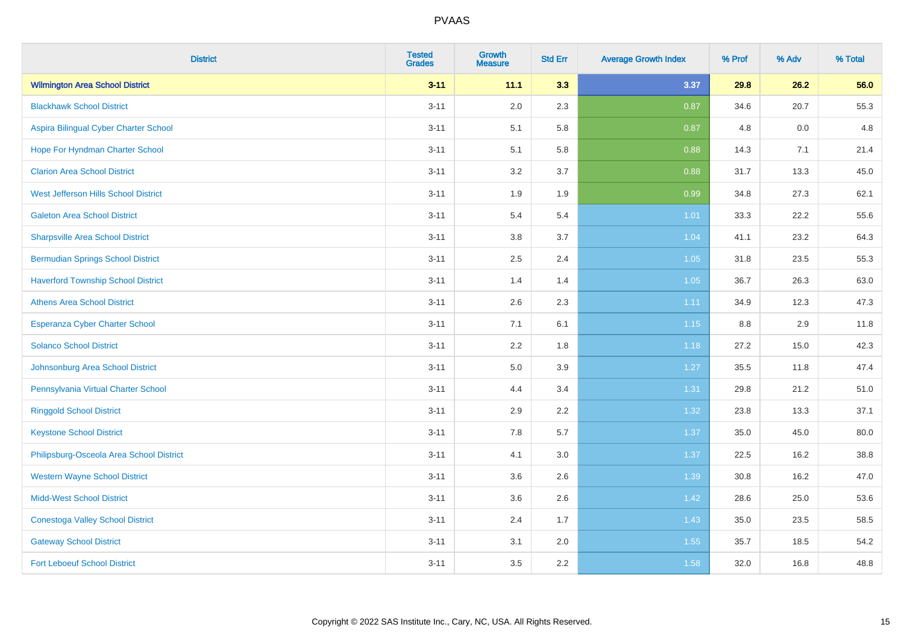| District | Tested Grades | Growth Measure | Std Err | Average Growth Index | % Prof | % Adv | % Total |
|---|---|---|---|---|---|---|---|
| **Wilmington Area School District** | **3-11** | **11.1** | **3.3** | **3.37** | **29.8** | **26.2** | **56.0** |
| Blackhawk School District | 3-11 | 2.0 | 2.3 | 0.87 | 34.6 | 20.7 | 55.3 |
| Aspira Bilingual Cyber Charter School | 3-11 | 5.1 | 5.8 | 0.87 | 4.8 | 0.0 | 4.8 |
| Hope For Hyndman Charter School | 3-11 | 5.1 | 5.8 | 0.88 | 14.3 | 7.1 | 21.4 |
| Clarion Area School District | 3-11 | 3.2 | 3.7 | 0.88 | 31.7 | 13.3 | 45.0 |
| West Jefferson Hills School District | 3-11 | 1.9 | 1.9 | 0.99 | 34.8 | 27.3 | 62.1 |
| Galeton Area School District | 3-11 | 5.4 | 5.4 | 1.01 | 33.3 | 22.2 | 55.6 |
| Sharpsville Area School District | 3-11 | 3.8 | 3.7 | 1.04 | 41.1 | 23.2 | 64.3 |
| Bermudian Springs School District | 3-11 | 2.5 | 2.4 | 1.05 | 31.8 | 23.5 | 55.3 |
| Haverford Township School District | 3-11 | 1.4 | 1.4 | 1.05 | 36.7 | 26.3 | 63.0 |
| Athens Area School District | 3-11 | 2.6 | 2.3 | 1.11 | 34.9 | 12.3 | 47.3 |
| Esperanza Cyber Charter School | 3-11 | 7.1 | 6.1 | 1.15 | 8.8 | 2.9 | 11.8 |
| Solanco School District | 3-11 | 2.2 | 1.8 | 1.18 | 27.2 | 15.0 | 42.3 |
| Johnsonburg Area School District | 3-11 | 5.0 | 3.9 | 1.27 | 35.5 | 11.8 | 47.4 |
| Pennsylvania Virtual Charter School | 3-11 | 4.4 | 3.4 | 1.31 | 29.8 | 21.2 | 51.0 |
| Ringgold School District | 3-11 | 2.9 | 2.2 | 1.32 | 23.8 | 13.3 | 37.1 |
| Keystone School District | 3-11 | 7.8 | 5.7 | 1.37 | 35.0 | 45.0 | 80.0 |
| Philipsburg-Osceola Area School District | 3-11 | 4.1 | 3.0 | 1.37 | 22.5 | 16.2 | 38.8 |
| Western Wayne School District | 3-11 | 3.6 | 2.6 | 1.39 | 30.8 | 16.2 | 47.0 |
| Midd-West School District | 3-11 | 3.6 | 2.6 | 1.42 | 28.6 | 25.0 | 53.6 |
| Conestoga Valley School District | 3-11 | 2.4 | 1.7 | 1.43 | 35.0 | 23.5 | 58.5 |
| Gateway School District | 3-11 | 3.1 | 2.0 | 1.55 | 35.7 | 18.5 | 54.2 |
| Fort Leboeuf School District | 3-11 | 3.5 | 2.2 | 1.58 | 32.0 | 16.8 | 48.8 |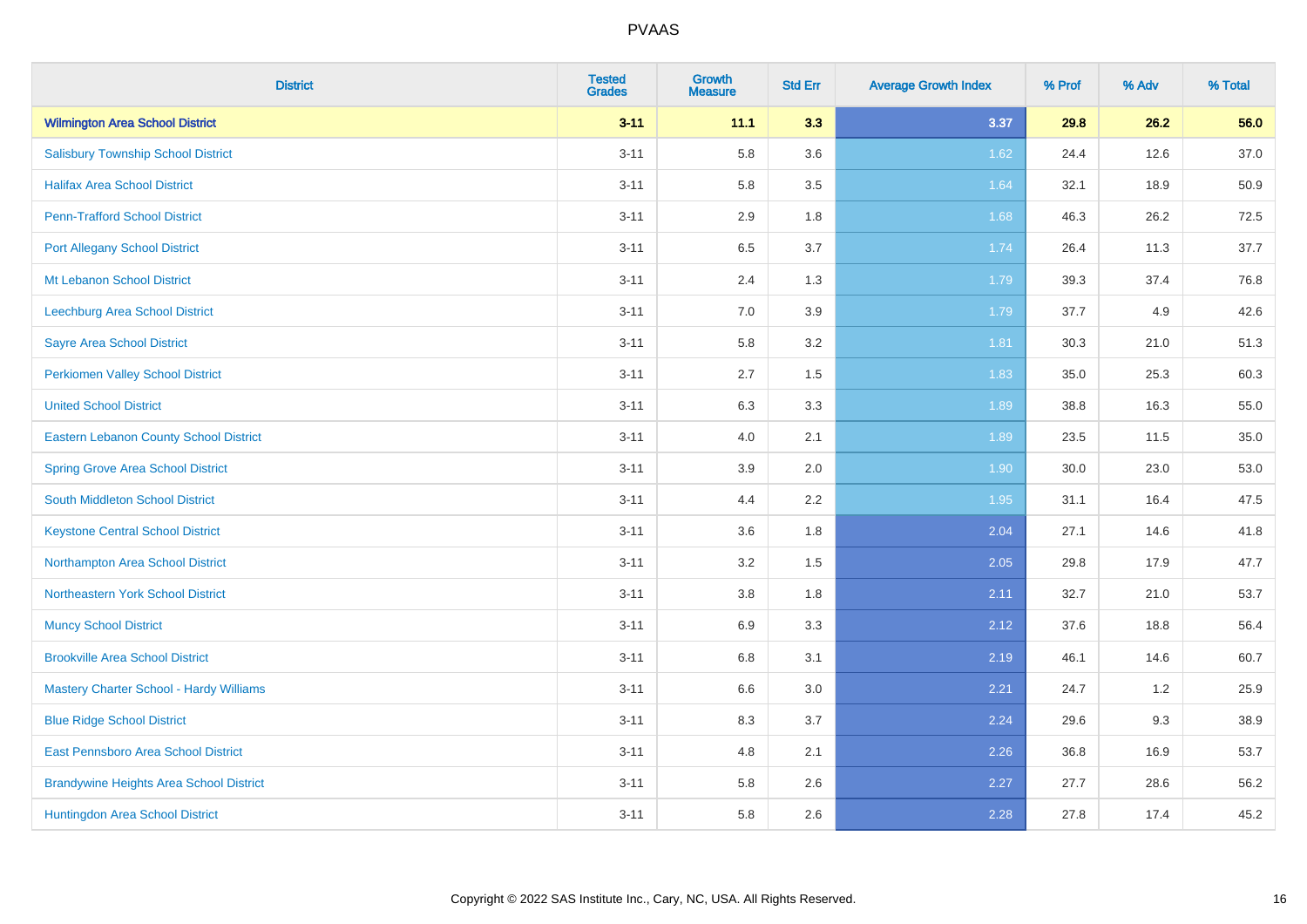| District | Tested Grades | Growth Measure | Std Err | Average Growth Index | % Prof | % Adv | % Total |
|---|---|---|---|---|---|---|---|
| **Wilmington Area School District** | **3-11** | **11.1** | **3.3** | **3.37** | **29.8** | **26.2** | **56.0** |
| Salisbury Township School District | 3-11 | 5.8 | 3.6 | 1.62 | 24.4 | 12.6 | 37.0 |
| Halifax Area School District | 3-11 | 5.8 | 3.5 | 1.64 | 32.1 | 18.9 | 50.9 |
| Penn-Trafford School District | 3-11 | 2.9 | 1.8 | 1.68 | 46.3 | 26.2 | 72.5 |
| Port Allegany School District | 3-11 | 6.5 | 3.7 | 1.74 | 26.4 | 11.3 | 37.7 |
| Mt Lebanon School District | 3-11 | 2.4 | 1.3 | 1.79 | 39.3 | 37.4 | 76.8 |
| Leechburg Area School District | 3-11 | 7.0 | 3.9 | 1.79 | 37.7 | 4.9 | 42.6 |
| Sayre Area School District | 3-11 | 5.8 | 3.2 | 1.81 | 30.3 | 21.0 | 51.3 |
| Perkiomen Valley School District | 3-11 | 2.7 | 1.5 | 1.83 | 35.0 | 25.3 | 60.3 |
| United School District | 3-11 | 6.3 | 3.3 | 1.89 | 38.8 | 16.3 | 55.0 |
| Eastern Lebanon County School District | 3-11 | 4.0 | 2.1 | 1.89 | 23.5 | 11.5 | 35.0 |
| Spring Grove Area School District | 3-11 | 3.9 | 2.0 | 1.90 | 30.0 | 23.0 | 53.0 |
| South Middleton School District | 3-11 | 4.4 | 2.2 | 1.95 | 31.1 | 16.4 | 47.5 |
| Keystone Central School District | 3-11 | 3.6 | 1.8 | 2.04 | 27.1 | 14.6 | 41.8 |
| Northampton Area School District | 3-11 | 3.2 | 1.5 | 2.05 | 29.8 | 17.9 | 47.7 |
| Northeastern York School District | 3-11 | 3.8 | 1.8 | 2.11 | 32.7 | 21.0 | 53.7 |
| Muncy School District | 3-11 | 6.9 | 3.3 | 2.12 | 37.6 | 18.8 | 56.4 |
| Brookville Area School District | 3-11 | 6.8 | 3.1 | 2.19 | 46.1 | 14.6 | 60.7 |
| Mastery Charter School - Hardy Williams | 3-11 | 6.6 | 3.0 | 2.21 | 24.7 | 1.2 | 25.9 |
| Blue Ridge School District | 3-11 | 8.3 | 3.7 | 2.24 | 29.6 | 9.3 | 38.9 |
| East Pennsboro Area School District | 3-11 | 4.8 | 2.1 | 2.26 | 36.8 | 16.9 | 53.7 |
| Brandywine Heights Area School District | 3-11 | 5.8 | 2.6 | 2.27 | 27.7 | 28.6 | 56.2 |
| Huntingdon Area School District | 3-11 | 5.8 | 2.6 | 2.28 | 27.8 | 17.4 | 45.2 |

Copyright © 2022 SAS Institute Inc., Cary, NC, USA. All Rights Reserved.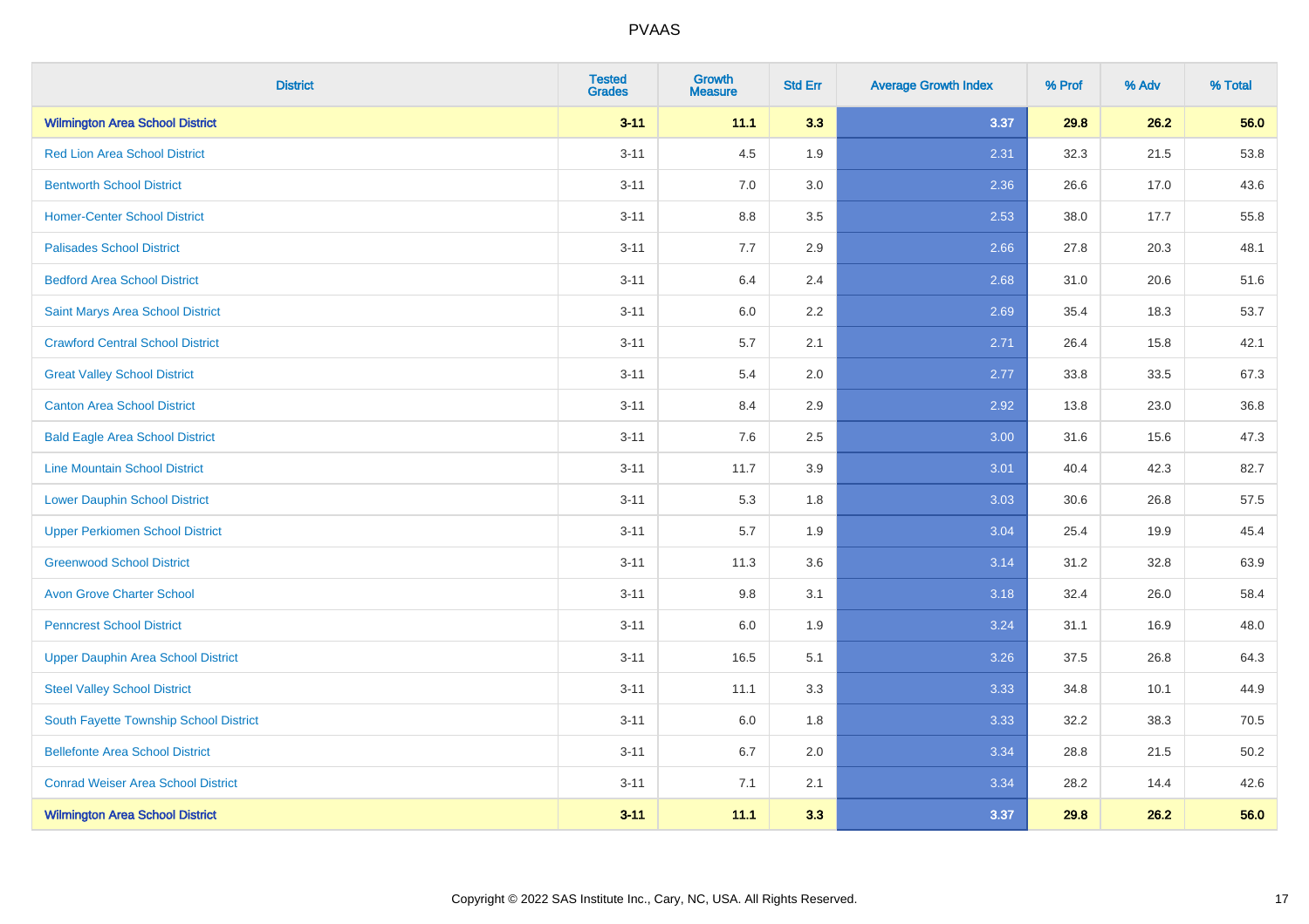# PVAAS

| District | Tested Grades | Growth Measure | Std Err | Average Growth Index | % Prof | % Adv | % Total |
|---|---|---|---|---|---|---|---|
| **Wilmington Area School District** | **3-11** | **11.1** | **3.3** | **3.37** | **29.8** | **26.2** | **56.0** |
| Red Lion Area School District | 3-11 | 4.5 | 1.9 | 2.31 | 32.3 | 21.5 | 53.8 |
| Bentworth School District | 3-11 | 7.0 | 3.0 | 2.36 | 26.6 | 17.0 | 43.6 |
| Homer-Center School District | 3-11 | 8.8 | 3.5 | 2.53 | 38.0 | 17.7 | 55.8 |
| Palisades School District | 3-11 | 7.7 | 2.9 | 2.66 | 27.8 | 20.3 | 48.1 |
| Bedford Area School District | 3-11 | 6.4 | 2.4 | 2.68 | 31.0 | 20.6 | 51.6 |
| Saint Marys Area School District | 3-11 | 6.0 | 2.2 | 2.69 | 35.4 | 18.3 | 53.7 |
| Crawford Central School District | 3-11 | 5.7 | 2.1 | 2.71 | 26.4 | 15.8 | 42.1 |
| Great Valley School District | 3-11 | 5.4 | 2.0 | 2.77 | 33.8 | 33.5 | 67.3 |
| Canton Area School District | 3-11 | 8.4 | 2.9 | 2.92 | 13.8 | 23.0 | 36.8 |
| Bald Eagle Area School District | 3-11 | 7.6 | 2.5 | 3.00 | 31.6 | 15.6 | 47.3 |
| Line Mountain School District | 3-11 | 11.7 | 3.9 | 3.01 | 40.4 | 42.3 | 82.7 |
| Lower Dauphin School District | 3-11 | 5.3 | 1.8 | 3.03 | 30.6 | 26.8 | 57.5 |
| Upper Perkiomen School District | 3-11 | 5.7 | 1.9 | 3.04 | 25.4 | 19.9 | 45.4 |
| Greenwood School District | 3-11 | 11.3 | 3.6 | 3.14 | 31.2 | 32.8 | 63.9 |
| Avon Grove Charter School | 3-11 | 9.8 | 3.1 | 3.18 | 32.4 | 26.0 | 58.4 |
| Penncrest School District | 3-11 | 6.0 | 1.9 | 3.24 | 31.1 | 16.9 | 48.0 |
| Upper Dauphin Area School District | 3-11 | 16.5 | 5.1 | 3.26 | 37.5 | 26.8 | 64.3 |
| Steel Valley School District | 3-11 | 11.1 | 3.3 | 3.33 | 34.8 | 10.1 | 44.9 |
| South Fayette Township School District | 3-11 | 6.0 | 1.8 | 3.33 | 32.2 | 38.3 | 70.5 |
| Bellefonte Area School District | 3-11 | 6.7 | 2.0 | 3.34 | 28.8 | 21.5 | 50.2 |
| Conrad Weiser Area School District | 3-11 | 7.1 | 2.1 | 3.34 | 28.2 | 14.4 | 42.6 |
| **Wilmington Area School District** | **3-11** | **11.1** | **3.3** | **3.37** | **29.8** | **26.2** | **56.0** |

Copyright © 2022 SAS Institute Inc., Cary, NC, USA. All Rights Reserved.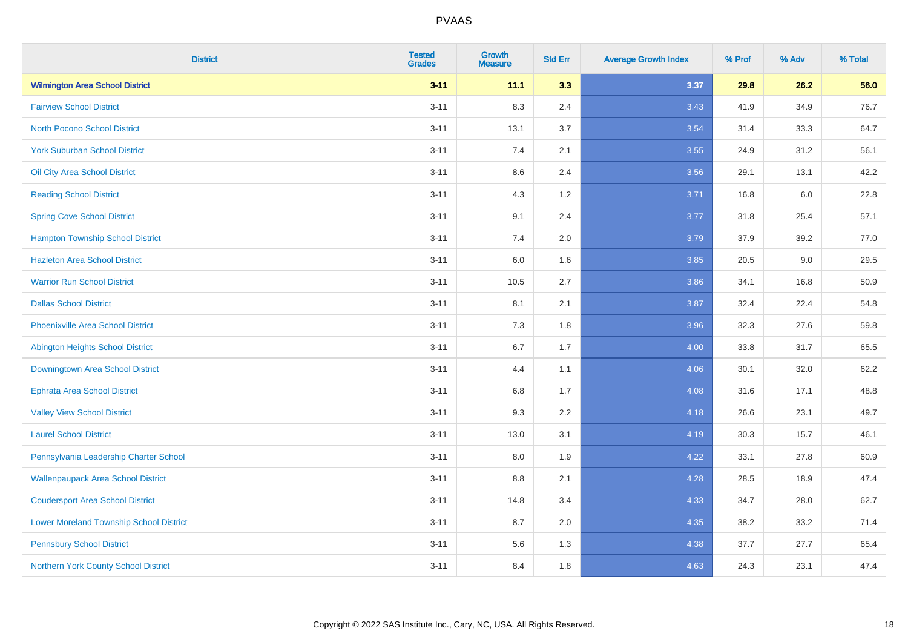# PVAAS

| District | Tested Grades | Growth Measure | Std Err | Average Growth Index | % Prof | % Adv | % Total |
|---|---|---|---|---|---|---|---|
| **Wilmington Area School District** | **3-11** | **11.1** | **3.3** | **3.37** | **29.8** | **26.2** | **56.0** |
| Fairview School District | 3-11 | 8.3 | 2.4 | 3.43 | 41.9 | 34.9 | 76.7 |
| North Pocono School District | 3-11 | 13.1 | 3.7 | 3.54 | 31.4 | 33.3 | 64.7 |
| York Suburban School District | 3-11 | 7.4 | 2.1 | 3.55 | 24.9 | 31.2 | 56.1 |
| Oil City Area School District | 3-11 | 8.6 | 2.4 | 3.56 | 29.1 | 13.1 | 42.2 |
| Reading School District | 3-11 | 4.3 | 1.2 | 3.71 | 16.8 | 6.0 | 22.8 |
| Spring Cove School District | 3-11 | 9.1 | 2.4 | 3.77 | 31.8 | 25.4 | 57.1 |
| Hampton Township School District | 3-11 | 7.4 | 2.0 | 3.79 | 37.9 | 39.2 | 77.0 |
| Hazleton Area School District | 3-11 | 6.0 | 1.6 | 3.85 | 20.5 | 9.0 | 29.5 |
| Warrior Run School District | 3-11 | 10.5 | 2.7 | 3.86 | 34.1 | 16.8 | 50.9 |
| Dallas School District | 3-11 | 8.1 | 2.1 | 3.87 | 32.4 | 22.4 | 54.8 |
| Phoenixville Area School District | 3-11 | 7.3 | 1.8 | 3.96 | 32.3 | 27.6 | 59.8 |
| Abington Heights School District | 3-11 | 6.7 | 1.7 | 4.00 | 33.8 | 31.7 | 65.5 |
| Downingtown Area School District | 3-11 | 4.4 | 1.1 | 4.06 | 30.1 | 32.0 | 62.2 |
| Ephrata Area School District | 3-11 | 6.8 | 1.7 | 4.08 | 31.6 | 17.1 | 48.8 |
| Valley View School District | 3-11 | 9.3 | 2.2 | 4.18 | 26.6 | 23.1 | 49.7 |
| Laurel School District | 3-11 | 13.0 | 3.1 | 4.19 | 30.3 | 15.7 | 46.1 |
| Pennsylvania Leadership Charter School | 3-11 | 8.0 | 1.9 | 4.22 | 33.1 | 27.8 | 60.9 |
| Wallenpaupack Area School District | 3-11 | 8.8 | 2.1 | 4.28 | 28.5 | 18.9 | 47.4 |
| Coudersport Area School District | 3-11 | 14.8 | 3.4 | 4.33 | 34.7 | 28.0 | 62.7 |
| Lower Moreland Township School District | 3-11 | 8.7 | 2.0 | 4.35 | 38.2 | 33.2 | 71.4 |
| Pennsbury School District | 3-11 | 5.6 | 1.3 | 4.38 | 37.7 | 27.7 | 65.4 |
| Northern York County School District | 3-11 | 8.4 | 1.8 | 4.63 | 24.3 | 23.1 | 47.4 |

Copyright © 2022 SAS Institute Inc., Cary, NC, USA. All Rights Reserved.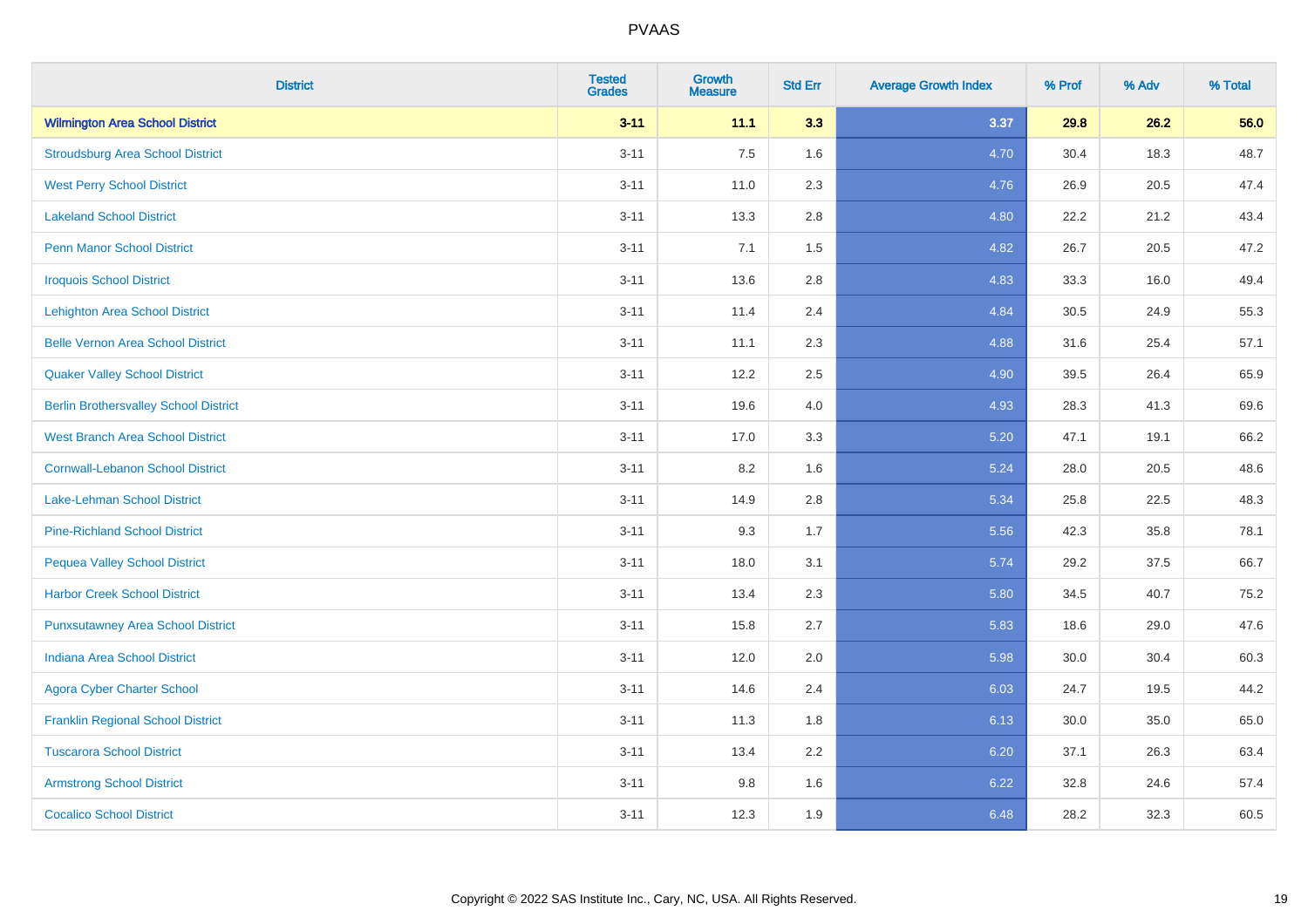# PVAAS

| District | Tested Grades | Growth Measure | Std Err | Average Growth Index | % Prof | % Adv | % Total |
|---|---|---|---|---|---|---|---|
| **Wilmington Area School District** | **3-11** | **11.1** | **3.3** | **3.37** | **29.8** | **26.2** | **56.0** |
| Stroudsburg Area School District | 3-11 | 7.5 | 1.6 | 4.70 | 30.4 | 18.3 | 48.7 |
| West Perry School District | 3-11 | 11.0 | 2.3 | 4.76 | 26.9 | 20.5 | 47.4 |
| Lakeland School District | 3-11 | 13.3 | 2.8 | 4.80 | 22.2 | 21.2 | 43.4 |
| Penn Manor School District | 3-11 | 7.1 | 1.5 | 4.82 | 26.7 | 20.5 | 47.2 |
| Iroquois School District | 3-11 | 13.6 | 2.8 | 4.83 | 33.3 | 16.0 | 49.4 |
| Lehighton Area School District | 3-11 | 11.4 | 2.4 | 4.84 | 30.5 | 24.9 | 55.3 |
| Belle Vernon Area School District | 3-11 | 11.1 | 2.3 | 4.88 | 31.6 | 25.4 | 57.1 |
| Quaker Valley School District | 3-11 | 12.2 | 2.5 | 4.90 | 39.5 | 26.4 | 65.9 |
| Berlin Brothersvalley School District | 3-11 | 19.6 | 4.0 | 4.93 | 28.3 | 41.3 | 69.6 |
| West Branch Area School District | 3-11 | 17.0 | 3.3 | 5.20 | 47.1 | 19.1 | 66.2 |
| Cornwall-Lebanon School District | 3-11 | 8.2 | 1.6 | 5.24 | 28.0 | 20.5 | 48.6 |
| Lake-Lehman School District | 3-11 | 14.9 | 2.8 | 5.34 | 25.8 | 22.5 | 48.3 |
| Pine-Richland School District | 3-11 | 9.3 | 1.7 | 5.56 | 42.3 | 35.8 | 78.1 |
| Pequea Valley School District | 3-11 | 18.0 | 3.1 | 5.74 | 29.2 | 37.5 | 66.7 |
| Harbor Creek School District | 3-11 | 13.4 | 2.3 | 5.80 | 34.5 | 40.7 | 75.2 |
| Punxsutawney Area School District | 3-11 | 15.8 | 2.7 | 5.83 | 18.6 | 29.0 | 47.6 |
| Indiana Area School District | 3-11 | 12.0 | 2.0 | 5.98 | 30.0 | 30.4 | 60.3 |
| Agora Cyber Charter School | 3-11 | 14.6 | 2.4 | 6.03 | 24.7 | 19.5 | 44.2 |
| Franklin Regional School District | 3-11 | 11.3 | 1.8 | 6.13 | 30.0 | 35.0 | 65.0 |
| Tuscarora School District | 3-11 | 13.4 | 2.2 | 6.20 | 37.1 | 26.3 | 63.4 |
| Armstrong School District | 3-11 | 9.8 | 1.6 | 6.22 | 32.8 | 24.6 | 57.4 |
| Cocalico School District | 3-11 | 12.3 | 1.9 | 6.48 | 28.2 | 32.3 | 60.5 |

Copyright © 2022 SAS Institute Inc., Cary, NC, USA. All Rights Reserved.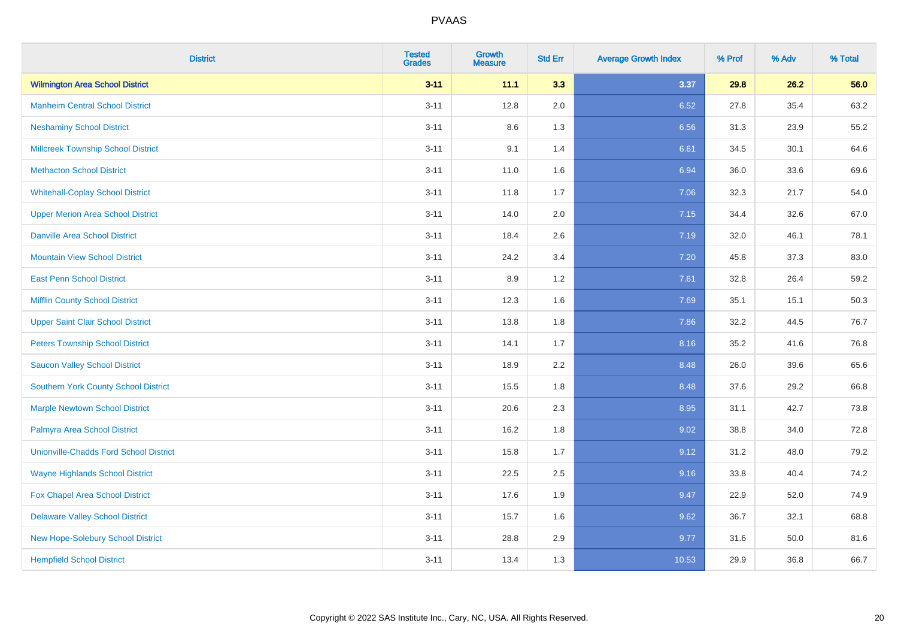# PVAAS

| District | Tested Grades | Growth Measure | Std Err | Average Growth Index | % Prof | % Adv | % Total |
|---|---|---|---|---|---|---|---|
| **Wilmington Area School District** | **3-11** | **11.1** | **3.3** | **3.37** | **29.8** | **26.2** | **56.0** |
| Manheim Central School District | 3-11 | 12.8 | 2.0 | 6.52 | 27.8 | 35.4 | 63.2 |
| Neshaminy School District | 3-11 | 8.6 | 1.3 | 6.56 | 31.3 | 23.9 | 55.2 |
| Millcreek Township School District | 3-11 | 9.1 | 1.4 | 6.61 | 34.5 | 30.1 | 64.6 |
| Methacton School District | 3-11 | 11.0 | 1.6 | 6.94 | 36.0 | 33.6 | 69.6 |
| Whitehall-Coplay School District | 3-11 | 11.8 | 1.7 | 7.06 | 32.3 | 21.7 | 54.0 |
| Upper Merion Area School District | 3-11 | 14.0 | 2.0 | 7.15 | 34.4 | 32.6 | 67.0 |
| Danville Area School District | 3-11 | 18.4 | 2.6 | 7.19 | 32.0 | 46.1 | 78.1 |
| Mountain View School District | 3-11 | 24.2 | 3.4 | 7.20 | 45.8 | 37.3 | 83.0 |
| East Penn School District | 3-11 | 8.9 | 1.2 | 7.61 | 32.8 | 26.4 | 59.2 |
| Mifflin County School District | 3-11 | 12.3 | 1.6 | 7.69 | 35.1 | 15.1 | 50.3 |
| Upper Saint Clair School District | 3-11 | 13.8 | 1.8 | 7.86 | 32.2 | 44.5 | 76.7 |
| Peters Township School District | 3-11 | 14.1 | 1.7 | 8.16 | 35.2 | 41.6 | 76.8 |
| Saucon Valley School District | 3-11 | 18.9 | 2.2 | 8.48 | 26.0 | 39.6 | 65.6 |
| Southern York County School District | 3-11 | 15.5 | 1.8 | 8.48 | 37.6 | 29.2 | 66.8 |
| Marple Newtown School District | 3-11 | 20.6 | 2.3 | 8.95 | 31.1 | 42.7 | 73.8 |
| Palmyra Area School District | 3-11 | 16.2 | 1.8 | 9.02 | 38.8 | 34.0 | 72.8 |
| Unionville-Chadds Ford School District | 3-11 | 15.8 | 1.7 | 9.12 | 31.2 | 48.0 | 79.2 |
| Wayne Highlands School District | 3-11 | 22.5 | 2.5 | 9.16 | 33.8 | 40.4 | 74.2 |
| Fox Chapel Area School District | 3-11 | 17.6 | 1.9 | 9.47 | 22.9 | 52.0 | 74.9 |
| Delaware Valley School District | 3-11 | 15.7 | 1.6 | 9.62 | 36.7 | 32.1 | 68.8 |
| New Hope-Solebury School District | 3-11 | 28.8 | 2.9 | 9.77 | 31.6 | 50.0 | 81.6 |
| Hempfield School District | 3-11 | 13.4 | 1.3 | 10.53 | 29.9 | 36.8 | 66.7 |

Copyright © 2022 SAS Institute Inc., Cary, NC, USA. All Rights Reserved.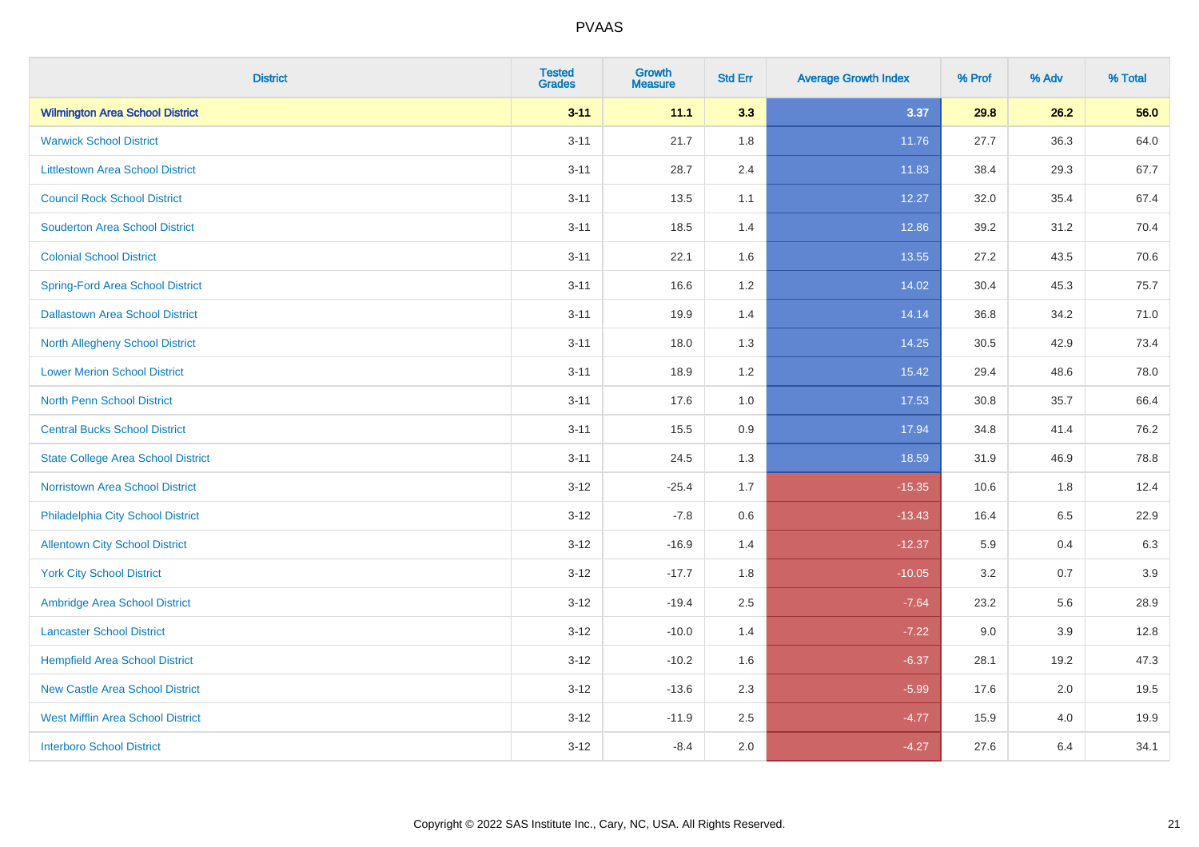| District | Tested Grades | Growth Measure | Std Err | Average Growth Index | % Prof | % Adv | % Total |
|---|---|---|---|---|---|---|---|
| **Wilmington Area School District** | **3-11** | **11.1** | **3.3** | **3.37** | **29.8** | **26.2** | **56.0** |
| Warwick School District | 3-11 | 21.7 | 1.8 | 11.76 | 27.7 | 36.3 | 64.0 |
| Littlestown Area School District | 3-11 | 28.7 | 2.4 | 11.83 | 38.4 | 29.3 | 67.7 |
| Council Rock School District | 3-11 | 13.5 | 1.1 | 12.27 | 32.0 | 35.4 | 67.4 |
| Souderton Area School District | 3-11 | 18.5 | 1.4 | 12.86 | 39.2 | 31.2 | 70.4 |
| Colonial School District | 3-11 | 22.1 | 1.6 | 13.55 | 27.2 | 43.5 | 70.6 |
| Spring-Ford Area School District | 3-11 | 16.6 | 1.2 | 14.02 | 30.4 | 45.3 | 75.7 |
| Dallastown Area School District | 3-11 | 19.9 | 1.4 | 14.14 | 36.8 | 34.2 | 71.0 |
| North Allegheny School District | 3-11 | 18.0 | 1.3 | 14.25 | 30.5 | 42.9 | 73.4 |
| Lower Merion School District | 3-11 | 18.9 | 1.2 | 15.42 | 29.4 | 48.6 | 78.0 |
| North Penn School District | 3-11 | 17.6 | 1.0 | 17.53 | 30.8 | 35.7 | 66.4 |
| Central Bucks School District | 3-11 | 15.5 | 0.9 | 17.94 | 34.8 | 41.4 | 76.2 |
| State College Area School District | 3-11 | 24.5 | 1.3 | 18.59 | 31.9 | 46.9 | 78.8 |
| Norristown Area School District | 3-12 | -25.4 | 1.7 | -15.35 | 10.6 | 1.8 | 12.4 |
| Philadelphia City School District | 3-12 | -7.8 | 0.6 | -13.43 | 16.4 | 6.5 | 22.9 |
| Allentown City School District | 3-12 | -16.9 | 1.4 | -12.37 | 5.9 | 0.4 | 6.3 |
| York City School District | 3-12 | -17.7 | 1.8 | -10.05 | 3.2 | 0.7 | 3.9 |
| Ambridge Area School District | 3-12 | -19.4 | 2.5 | -7.64 | 23.2 | 5.6 | 28.9 |
| Lancaster School District | 3-12 | -10.0 | 1.4 | -7.22 | 9.0 | 3.9 | 12.8 |
| Hempfield Area School District | 3-12 | -10.2 | 1.6 | -6.37 | 28.1 | 19.2 | 47.3 |
| New Castle Area School District | 3-12 | -13.6 | 2.3 | -5.99 | 17.6 | 2.0 | 19.5 |
| West Mifflin Area School District | 3-12 | -11.9 | 2.5 | -4.77 | 15.9 | 4.0 | 19.9 |
| Interboro School District | 3-12 | -8.4 | 2.0 | -4.27 | 27.6 | 6.4 | 34.1 |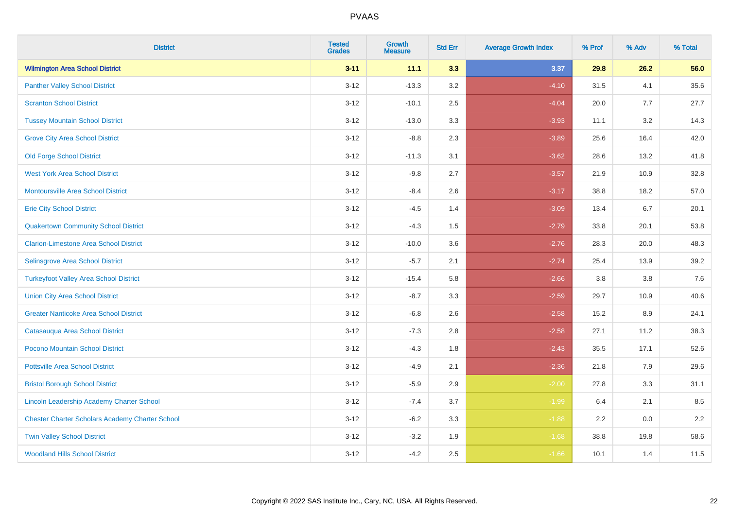| District | Tested Grades | Growth Measure | Std Err | Average Growth Index | % Prof | % Adv | % Total |
|---|---|---|---|---|---|---|---|
| **Wilmington Area School District** | **3-11** | **11.1** | **3.3** | **3.37** | **29.8** | **26.2** | **56.0** |
| Panther Valley School District | 3-12 | -13.3 | 3.2 | -4.10 | 31.5 | 4.1 | 35.6 |
| Scranton School District | 3-12 | -10.1 | 2.5 | -4.04 | 20.0 | 7.7 | 27.7 |
| Tussey Mountain School District | 3-12 | -13.0 | 3.3 | -3.93 | 11.1 | 3.2 | 14.3 |
| Grove City Area School District | 3-12 | -8.8 | 2.3 | -3.89 | 25.6 | 16.4 | 42.0 |
| Old Forge School District | 3-12 | -11.3 | 3.1 | -3.62 | 28.6 | 13.2 | 41.8 |
| West York Area School District | 3-12 | -9.8 | 2.7 | -3.57 | 21.9 | 10.9 | 32.8 |
| Montoursville Area School District | 3-12 | -8.4 | 2.6 | -3.17 | 38.8 | 18.2 | 57.0 |
| Erie City School District | 3-12 | -4.5 | 1.4 | -3.09 | 13.4 | 6.7 | 20.1 |
| Quakertown Community School District | 3-12 | -4.3 | 1.5 | -2.79 | 33.8 | 20.1 | 53.8 |
| Clarion-Limestone Area School District | 3-12 | -10.0 | 3.6 | -2.76 | 28.3 | 20.0 | 48.3 |
| Selinsgrove Area School District | 3-12 | -5.7 | 2.1 | -2.74 | 25.4 | 13.9 | 39.2 |
| Turkeyfoot Valley Area School District | 3-12 | -15.4 | 5.8 | -2.66 | 3.8 | 3.8 | 7.6 |
| Union City Area School District | 3-12 | -8.7 | 3.3 | -2.59 | 29.7 | 10.9 | 40.6 |
| Greater Nanticoke Area School District | 3-12 | -6.8 | 2.6 | -2.58 | 15.2 | 8.9 | 24.1 |
| Catasauqua Area School District | 3-12 | -7.3 | 2.8 | -2.58 | 27.1 | 11.2 | 38.3 |
| Pocono Mountain School District | 3-12 | -4.3 | 1.8 | -2.43 | 35.5 | 17.1 | 52.6 |
| Pottsville Area School District | 3-12 | -4.9 | 2.1 | -2.36 | 21.8 | 7.9 | 29.6 |
| Bristol Borough School District | 3-12 | -5.9 | 2.9 | -2.00 | 27.8 | 3.3 | 31.1 |
| Lincoln Leadership Academy Charter School | 3-12 | -7.4 | 3.7 | -1.99 | 6.4 | 2.1 | 8.5 |
| Chester Charter Scholars Academy Charter School | 3-12 | -6.2 | 3.3 | -1.88 | 2.2 | 0.0 | 2.2 |
| Twin Valley School District | 3-12 | -3.2 | 1.9 | -1.68 | 38.8 | 19.8 | 58.6 |
| Woodland Hills School District | 3-12 | -4.2 | 2.5 | -1.66 | 10.1 | 1.4 | 11.5 |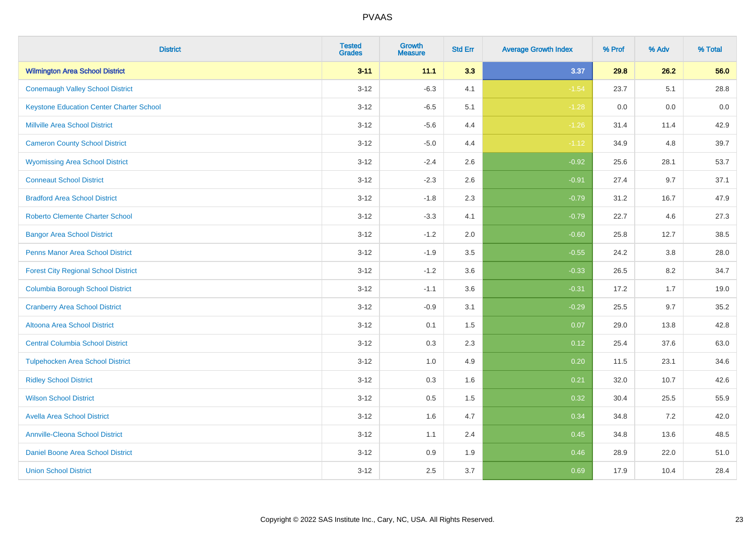| District | Tested Grades | Growth Measure | Std Err | Average Growth Index | % Prof | % Adv | % Total |
|---|---|---|---|---|---|---|---|
| **Wilmington Area School District** | **3-11** | **11.1** | **3.3** | **3.37** | **29.8** | **26.2** | **56.0** |
| Conemaugh Valley School District | 3-12 | -6.3 | 4.1 | -1.54 | 23.7 | 5.1 | 28.8 |
| Keystone Education Center Charter School | 3-12 | -6.5 | 5.1 | -1.28 | 0.0 | 0.0 | 0.0 |
| Millville Area School District | 3-12 | -5.6 | 4.4 | -1.26 | 31.4 | 11.4 | 42.9 |
| Cameron County School District | 3-12 | -5.0 | 4.4 | -1.12 | 34.9 | 4.8 | 39.7 |
| Wyomissing Area School District | 3-12 | -2.4 | 2.6 | -0.92 | 25.6 | 28.1 | 53.7 |
| Conneaut School District | 3-12 | -2.3 | 2.6 | -0.91 | 27.4 | 9.7 | 37.1 |
| Bradford Area School District | 3-12 | -1.8 | 2.3 | -0.79 | 31.2 | 16.7 | 47.9 |
| Roberto Clemente Charter School | 3-12 | -3.3 | 4.1 | -0.79 | 22.7 | 4.6 | 27.3 |
| Bangor Area School District | 3-12 | -1.2 | 2.0 | -0.60 | 25.8 | 12.7 | 38.5 |
| Penns Manor Area School District | 3-12 | -1.9 | 3.5 | -0.55 | 24.2 | 3.8 | 28.0 |
| Forest City Regional School District | 3-12 | -1.2 | 3.6 | -0.33 | 26.5 | 8.2 | 34.7 |
| Columbia Borough School District | 3-12 | -1.1 | 3.6 | -0.31 | 17.2 | 1.7 | 19.0 |
| Cranberry Area School District | 3-12 | -0.9 | 3.1 | -0.29 | 25.5 | 9.7 | 35.2 |
| Altoona Area School District | 3-12 | 0.1 | 1.5 | 0.07 | 29.0 | 13.8 | 42.8 |
| Central Columbia School District | 3-12 | 0.3 | 2.3 | 0.12 | 25.4 | 37.6 | 63.0 |
| Tulpehocken Area School District | 3-12 | 1.0 | 4.9 | 0.20 | 11.5 | 23.1 | 34.6 |
| Ridley School District | 3-12 | 0.3 | 1.6 | 0.21 | 32.0 | 10.7 | 42.6 |
| Wilson School District | 3-12 | 0.5 | 1.5 | 0.32 | 30.4 | 25.5 | 55.9 |
| Avella Area School District | 3-12 | 1.6 | 4.7 | 0.34 | 34.8 | 7.2 | 42.0 |
| Annville-Cleona School District | 3-12 | 1.1 | 2.4 | 0.45 | 34.8 | 13.6 | 48.5 |
| Daniel Boone Area School District | 3-12 | 0.9 | 1.9 | 0.46 | 28.9 | 22.0 | 51.0 |
| Union School District | 3-12 | 2.5 | 3.7 | 0.69 | 17.9 | 10.4 | 28.4 |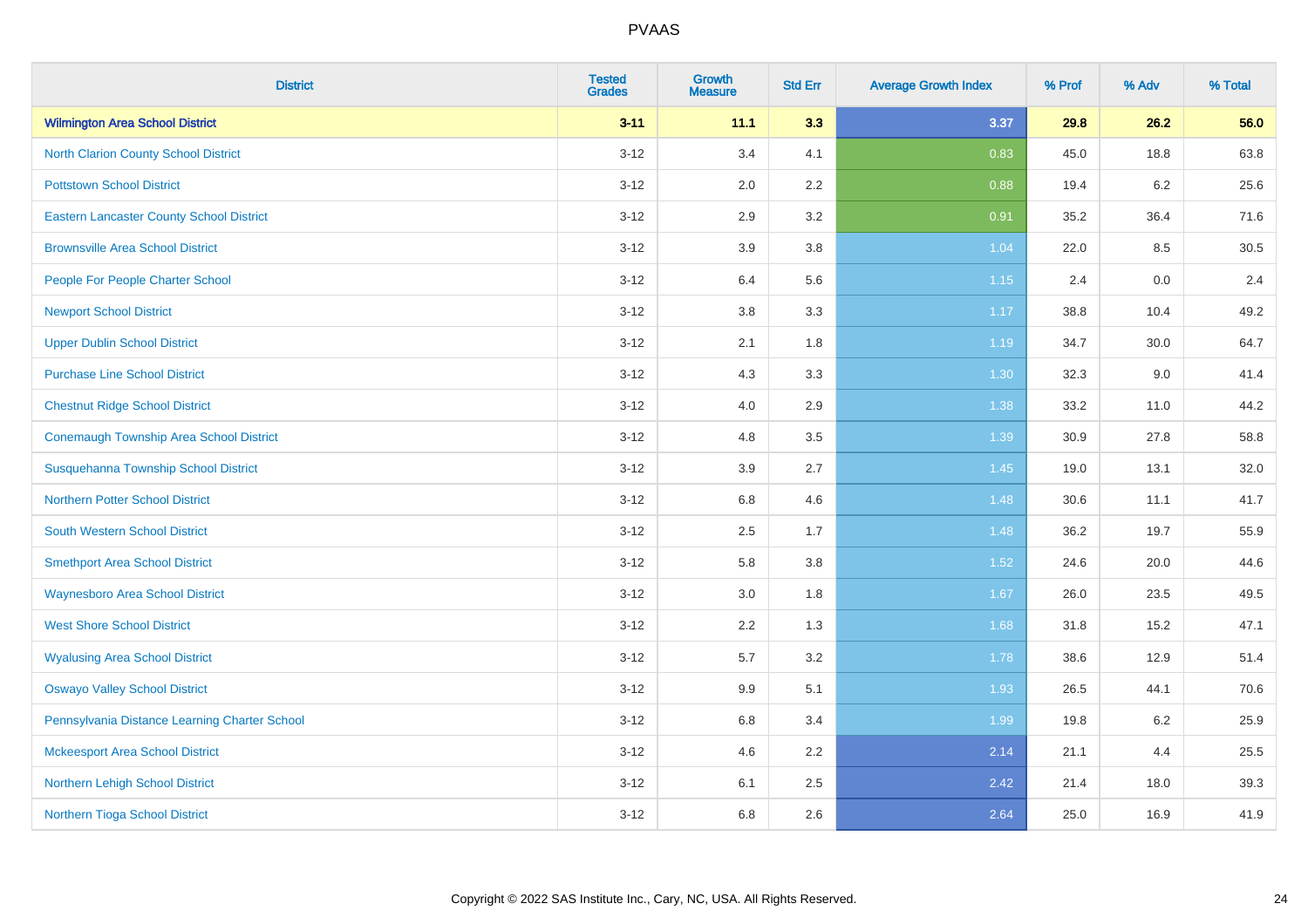| District | Tested Grades | Growth Measure | Std Err | Average Growth Index | % Prof | % Adv | % Total |
|---|---|---|---|---|---|---|---|
| **Wilmington Area School District** | **3-11** | **11.1** | **3.3** | **3.37** | **29.8** | **26.2** | **56.0** |
| North Clarion County School District | 3-12 | 3.4 | 4.1 | 0.83 | 45.0 | 18.8 | 63.8 |
| Pottstown School District | 3-12 | 2.0 | 2.2 | 0.88 | 19.4 | 6.2 | 25.6 |
| Eastern Lancaster County School District | 3-12 | 2.9 | 3.2 | 0.91 | 35.2 | 36.4 | 71.6 |
| Brownsville Area School District | 3-12 | 3.9 | 3.8 | 1.04 | 22.0 | 8.5 | 30.5 |
| People For People Charter School | 3-12 | 6.4 | 5.6 | 1.15 | 2.4 | 0.0 | 2.4 |
| Newport School District | 3-12 | 3.8 | 3.3 | 1.17 | 38.8 | 10.4 | 49.2 |
| Upper Dublin School District | 3-12 | 2.1 | 1.8 | 1.19 | 34.7 | 30.0 | 64.7 |
| Purchase Line School District | 3-12 | 4.3 | 3.3 | 1.30 | 32.3 | 9.0 | 41.4 |
| Chestnut Ridge School District | 3-12 | 4.0 | 2.9 | 1.38 | 33.2 | 11.0 | 44.2 |
| Conemaugh Township Area School District | 3-12 | 4.8 | 3.5 | 1.39 | 30.9 | 27.8 | 58.8 |
| Susquehanna Township School District | 3-12 | 3.9 | 2.7 | 1.45 | 19.0 | 13.1 | 32.0 |
| Northern Potter School District | 3-12 | 6.8 | 4.6 | 1.48 | 30.6 | 11.1 | 41.7 |
| South Western School District | 3-12 | 2.5 | 1.7 | 1.48 | 36.2 | 19.7 | 55.9 |
| Smethport Area School District | 3-12 | 5.8 | 3.8 | 1.52 | 24.6 | 20.0 | 44.6 |
| Waynesboro Area School District | 3-12 | 3.0 | 1.8 | 1.67 | 26.0 | 23.5 | 49.5 |
| West Shore School District | 3-12 | 2.2 | 1.3 | 1.68 | 31.8 | 15.2 | 47.1 |
| Wyalusing Area School District | 3-12 | 5.7 | 3.2 | 1.78 | 38.6 | 12.9 | 51.4 |
| Oswayo Valley School District | 3-12 | 9.9 | 5.1 | 1.93 | 26.5 | 44.1 | 70.6 |
| Pennsylvania Distance Learning Charter School | 3-12 | 6.8 | 3.4 | 1.99 | 19.8 | 6.2 | 25.9 |
| Mckeesport Area School District | 3-12 | 4.6 | 2.2 | 2.14 | 21.1 | 4.4 | 25.5 |
| Northern Lehigh School District | 3-12 | 6.1 | 2.5 | 2.42 | 21.4 | 18.0 | 39.3 |
| Northern Tioga School District | 3-12 | 6.8 | 2.6 | 2.64 | 25.0 | 16.9 | 41.9 |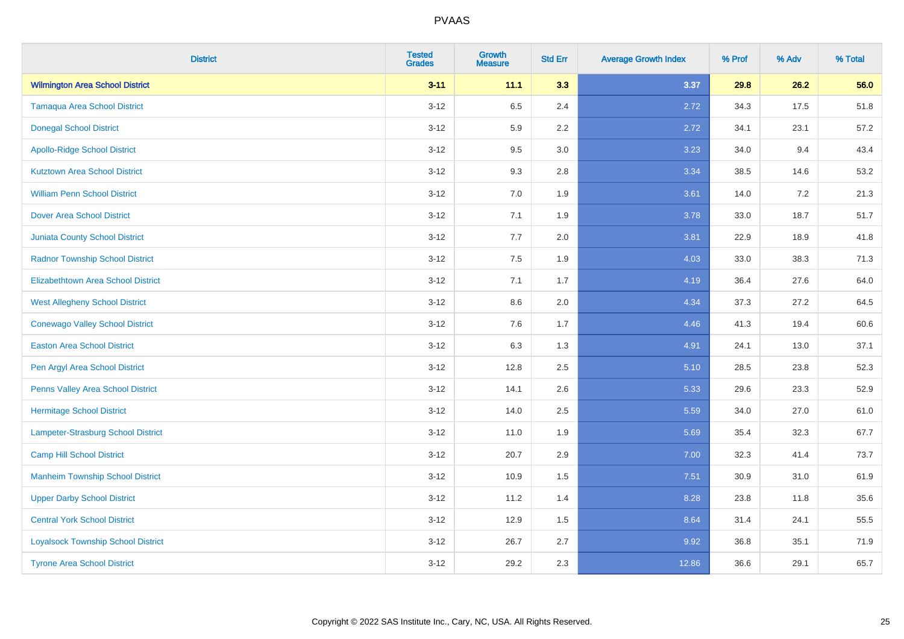| District | Tested Grades | Growth Measure | Std Err | Average Growth Index | % Prof | % Adv | % Total |
|---|---|---|---|---|---|---|---|
| **Wilmington Area School District** | **3-11** | **11.1** | **3.3** | **3.37** | **29.8** | **26.2** | **56.0** |
| Tamaqua Area School District | 3-12 | 6.5 | 2.4 | 2.72 | 34.3 | 17.5 | 51.8 |
| Donegal School District | 3-12 | 5.9 | 2.2 | 2.72 | 34.1 | 23.1 | 57.2 |
| Apollo-Ridge School District | 3-12 | 9.5 | 3.0 | 3.23 | 34.0 | 9.4 | 43.4 |
| Kutztown Area School District | 3-12 | 9.3 | 2.8 | 3.34 | 38.5 | 14.6 | 53.2 |
| William Penn School District | 3-12 | 7.0 | 1.9 | 3.61 | 14.0 | 7.2 | 21.3 |
| Dover Area School District | 3-12 | 7.1 | 1.9 | 3.78 | 33.0 | 18.7 | 51.7 |
| Juniata County School District | 3-12 | 7.7 | 2.0 | 3.81 | 22.9 | 18.9 | 41.8 |
| Radnor Township School District | 3-12 | 7.5 | 1.9 | 4.03 | 33.0 | 38.3 | 71.3 |
| Elizabethtown Area School District | 3-12 | 7.1 | 1.7 | 4.19 | 36.4 | 27.6 | 64.0 |
| West Allegheny School District | 3-12 | 8.6 | 2.0 | 4.34 | 37.3 | 27.2 | 64.5 |
| Conewago Valley School District | 3-12 | 7.6 | 1.7 | 4.46 | 41.3 | 19.4 | 60.6 |
| Easton Area School District | 3-12 | 6.3 | 1.3 | 4.91 | 24.1 | 13.0 | 37.1 |
| Pen Argyl Area School District | 3-12 | 12.8 | 2.5 | 5.10 | 28.5 | 23.8 | 52.3 |
| Penns Valley Area School District | 3-12 | 14.1 | 2.6 | 5.33 | 29.6 | 23.3 | 52.9 |
| Hermitage School District | 3-12 | 14.0 | 2.5 | 5.59 | 34.0 | 27.0 | 61.0 |
| Lampeter-Strasburg School District | 3-12 | 11.0 | 1.9 | 5.69 | 35.4 | 32.3 | 67.7 |
| Camp Hill School District | 3-12 | 20.7 | 2.9 | 7.00 | 32.3 | 41.4 | 73.7 |
| Manheim Township School District | 3-12 | 10.9 | 1.5 | 7.51 | 30.9 | 31.0 | 61.9 |
| Upper Darby School District | 3-12 | 11.2 | 1.4 | 8.28 | 23.8 | 11.8 | 35.6 |
| Central York School District | 3-12 | 12.9 | 1.5 | 8.64 | 31.4 | 24.1 | 55.5 |
| Loyalsock Township School District | 3-12 | 26.7 | 2.7 | 9.92 | 36.8 | 35.1 | 71.9 |
| Tyrone Area School District | 3-12 | 29.2 | 2.3 | 12.86 | 36.6 | 29.1 | 65.7 |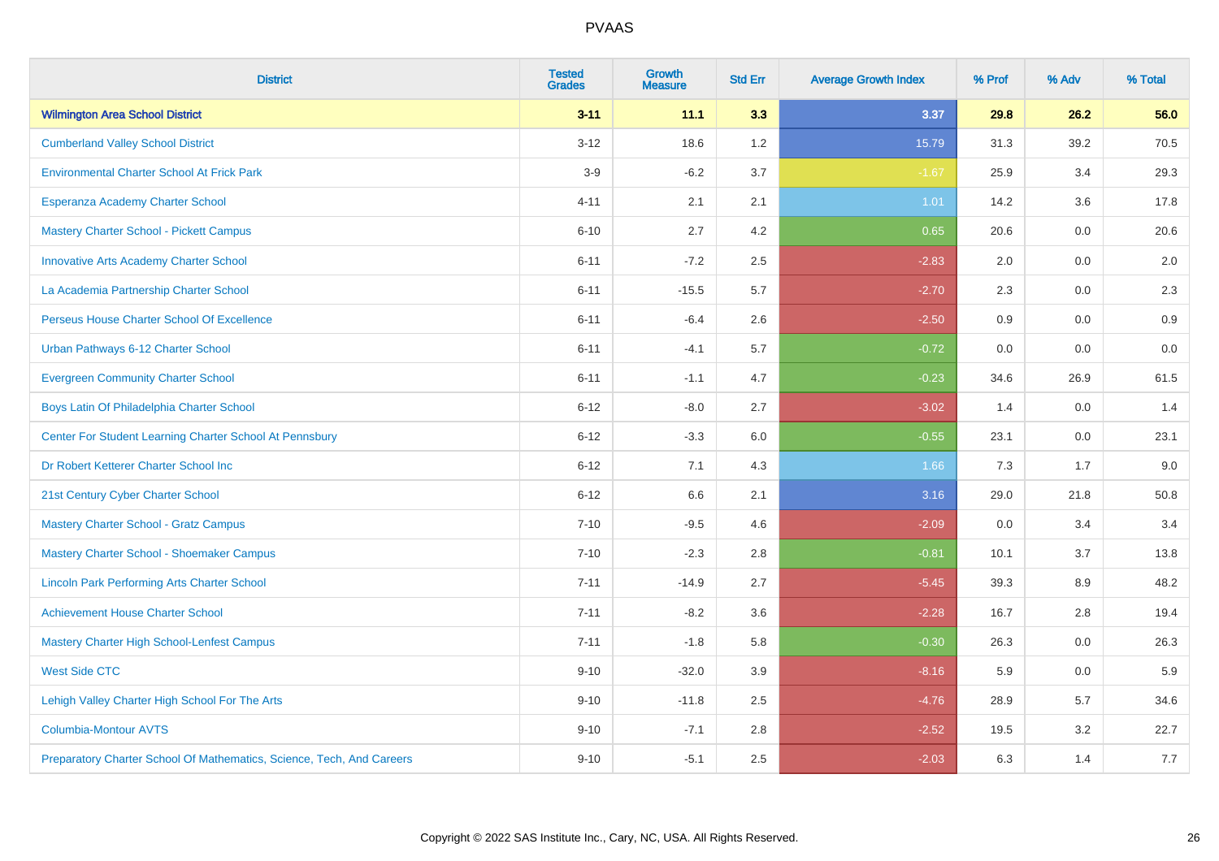# PVAAS

| District | Tested Grades | Growth Measure | Std Err | Average Growth Index | % Prof | % Adv | % Total |
|---|---|---|---|---|---|---|---|
| **Wilmington Area School District** | **3-11** | **11.1** | **3.3** | **3.37** | **29.8** | **26.2** | **56.0** |
| Cumberland Valley School District | 3-12 | 18.6 | 1.2 | 15.79 | 31.3 | 39.2 | 70.5 |
| Environmental Charter School At Frick Park | 3-9 | -6.2 | 3.7 | -1.67 | 25.9 | 3.4 | 29.3 |
| Esperanza Academy Charter School | 4-11 | 2.1 | 2.1 | 1.01 | 14.2 | 3.6 | 17.8 |
| Mastery Charter School - Pickett Campus | 6-10 | 2.7 | 4.2 | 0.65 | 20.6 | 0.0 | 20.6 |
| Innovative Arts Academy Charter School | 6-11 | -7.2 | 2.5 | -2.83 | 2.0 | 0.0 | 2.0 |
| La Academia Partnership Charter School | 6-11 | -15.5 | 5.7 | -2.70 | 2.3 | 0.0 | 2.3 |
| Perseus House Charter School Of Excellence | 6-11 | -6.4 | 2.6 | -2.50 | 0.9 | 0.0 | 0.9 |
| Urban Pathways 6-12 Charter School | 6-11 | -4.1 | 5.7 | -0.72 | 0.0 | 0.0 | 0.0 |
| Evergreen Community Charter School | 6-11 | -1.1 | 4.7 | -0.23 | 34.6 | 26.9 | 61.5 |
| Boys Latin Of Philadelphia Charter School | 6-12 | -8.0 | 2.7 | -3.02 | 1.4 | 0.0 | 1.4 |
| Center For Student Learning Charter School At Pennsbury | 6-12 | -3.3 | 6.0 | -0.55 | 23.1 | 0.0 | 23.1 |
| Dr Robert Ketterer Charter School Inc | 6-12 | 7.1 | 4.3 | 1.66 | 7.3 | 1.7 | 9.0 |
| 21st Century Cyber Charter School | 6-12 | 6.6 | 2.1 | 3.16 | 29.0 | 21.8 | 50.8 |
| Mastery Charter School - Gratz Campus | 7-10 | -9.5 | 4.6 | -2.09 | 0.0 | 3.4 | 3.4 |
| Mastery Charter School - Shoemaker Campus | 7-10 | -2.3 | 2.8 | -0.81 | 10.1 | 3.7 | 13.8 |
| Lincoln Park Performing Arts Charter School | 7-11 | -14.9 | 2.7 | -5.45 | 39.3 | 8.9 | 48.2 |
| Achievement House Charter School | 7-11 | -8.2 | 3.6 | -2.28 | 16.7 | 2.8 | 19.4 |
| Mastery Charter High School-Lenfest Campus | 7-11 | -1.8 | 5.8 | -0.30 | 26.3 | 0.0 | 26.3 |
| West Side CTC | 9-10 | -32.0 | 3.9 | -8.16 | 5.9 | 0.0 | 5.9 |
| Lehigh Valley Charter High School For The Arts | 9-10 | -11.8 | 2.5 | -4.76 | 28.9 | 5.7 | 34.6 |
| Columbia-Montour AVTS | 9-10 | -7.1 | 2.8 | -2.52 | 19.5 | 3.2 | 22.7 |
| Preparatory Charter School Of Mathematics, Science, Tech, And Careers | 9-10 | -5.1 | 2.5 | -2.03 | 6.3 | 1.4 | 7.7 |

Copyright © 2022 SAS Institute Inc., Cary, NC, USA. All Rights Reserved.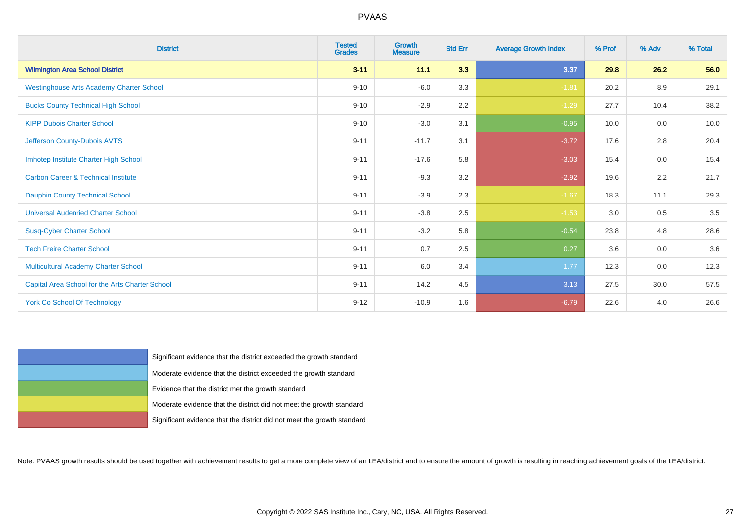# PVAAS

| District | Tested Grades | Growth Measure | Std Err | Average Growth Index | % Prof | % Adv | % Total |
|---|---|---|---|---|---|---|---|
| **Wilmington Area School District** | **3-11** | **11.1** | **3.3** | **3.37** | **29.8** | **26.2** | **56.0** |
| Westinghouse Arts Academy Charter School | 9-10 | -6.0 | 3.3 | -1.81 | 20.2 | 8.9 | 29.1 |
| Bucks County Technical High School | 9-10 | -2.9 | 2.2 | -1.29 | 27.7 | 10.4 | 38.2 |
| KIPP Dubois Charter School | 9-10 | -3.0 | 3.1 | -0.95 | 10.0 | 0.0 | 10.0 |
| Jefferson County-Dubois AVTS | 9-11 | -11.7 | 3.1 | -3.72 | 17.6 | 2.8 | 20.4 |
| Imhotep Institute Charter High School | 9-11 | -17.6 | 5.8 | -3.03 | 15.4 | 0.0 | 15.4 |
| Carbon Career & Technical Institute | 9-11 | -9.3 | 3.2 | -2.92 | 19.6 | 2.2 | 21.7 |
| Dauphin County Technical School | 9-11 | -3.9 | 2.3 | -1.67 | 18.3 | 11.1 | 29.3 |
| Universal Audenried Charter School | 9-11 | -3.8 | 2.5 | -1.53 | 3.0 | 0.5 | 3.5 |
| Susq-Cyber Charter School | 9-11 | -3.2 | 5.8 | -0.54 | 23.8 | 4.8 | 28.6 |
| Tech Freire Charter School | 9-11 | 0.7 | 2.5 | 0.27 | 3.6 | 0.0 | 3.6 |
| Multicultural Academy Charter School | 9-11 | 6.0 | 3.4 | 1.77 | 12.3 | 0.0 | 12.3 |
| Capital Area School for the Arts Charter School | 9-11 | 14.2 | 4.5 | 3.13 | 27.5 | 30.0 | 57.5 |
| York Co School Of Technology | 9-12 | -10.9 | 1.6 | -6.79 | 22.6 | 4.0 | 26.6 |

- Significant evidence that the district exceeded the growth standard
- Moderate evidence that the district exceeded the growth standard
- Evidence that the district met the growth standard
- Moderate evidence that the district did not meet the growth standard
- Significant evidence that the district did not meet the growth standard

Note: PVAAS growth results should be used together with achievement results to get a more complete view of an LEA/district and to ensure the amount of growth is resulting in reaching achievement goals of the LEA/district.

Copyright © 2022 SAS Institute Inc., Cary, NC, USA. All Rights Reserved.